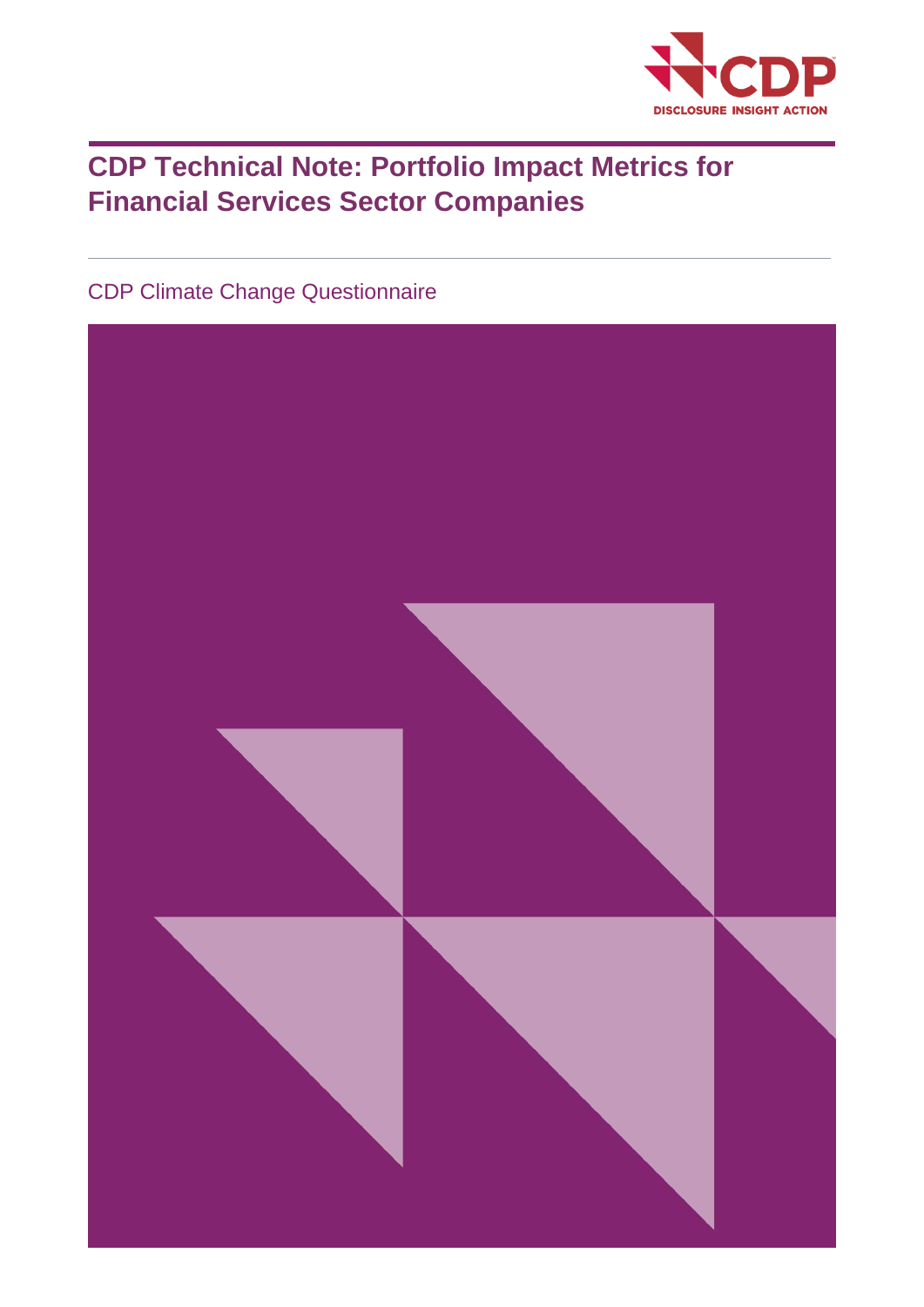CDP

DISCLOSURE INSIGHT ACTION

# CDP Technical Note: Portfolio Impact Metrics for Financial Services Sector Companies

CDP Climate Change Questionnaire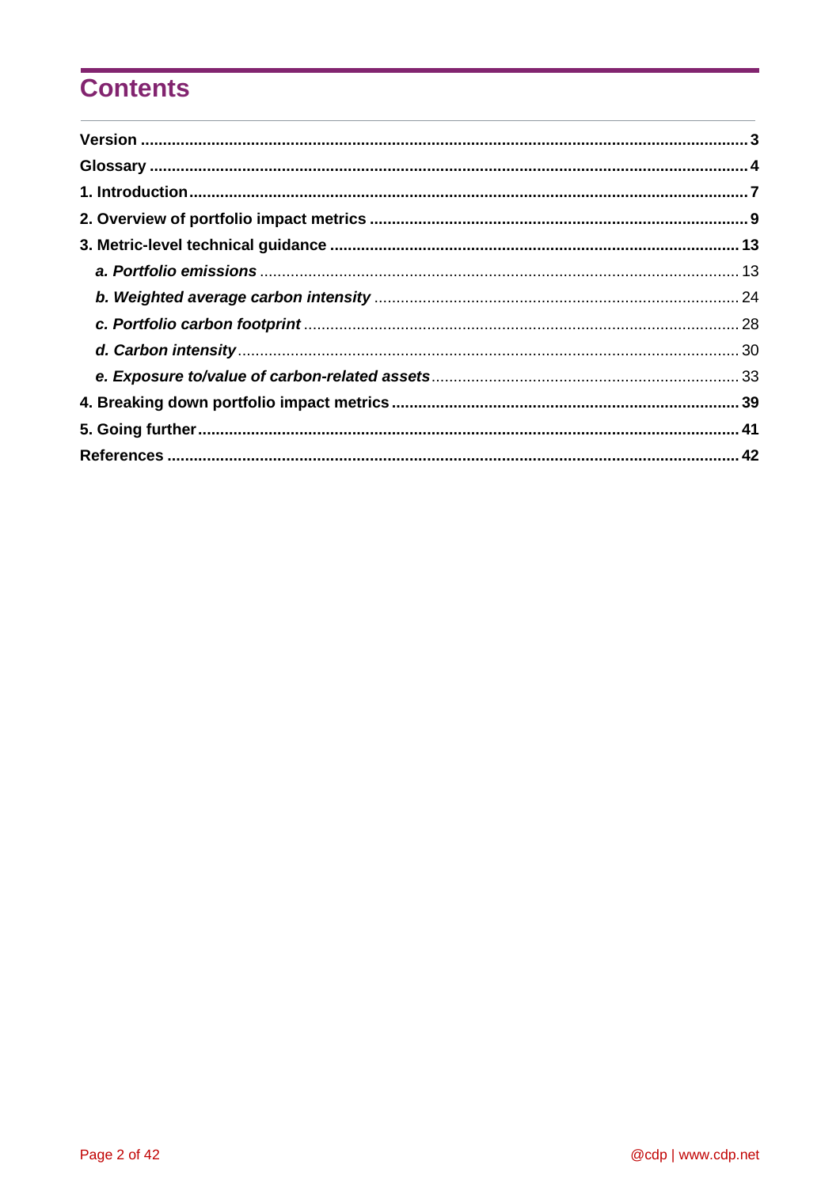# Contents

**Version** .......... **3**

**Glossary** .......... **4**

**1. Introduction** .......... **7**

**2. Overview of portfolio impact metrics** .......... **9**

**3. Metric-level technical guidance** .......... **13**

- ***a. Portfolio emissions*** .......... 13
- ***b. Weighted average carbon intensity*** .......... 24
- ***c. Portfolio carbon footprint*** .......... 28
- ***d. Carbon intensity*** .......... 30
- ***e. Exposure to/value of carbon-related assets*** .......... 33

**4. Breaking down portfolio impact metrics** .......... **39**

**5. Going further** .......... **41**

**References** .......... **42**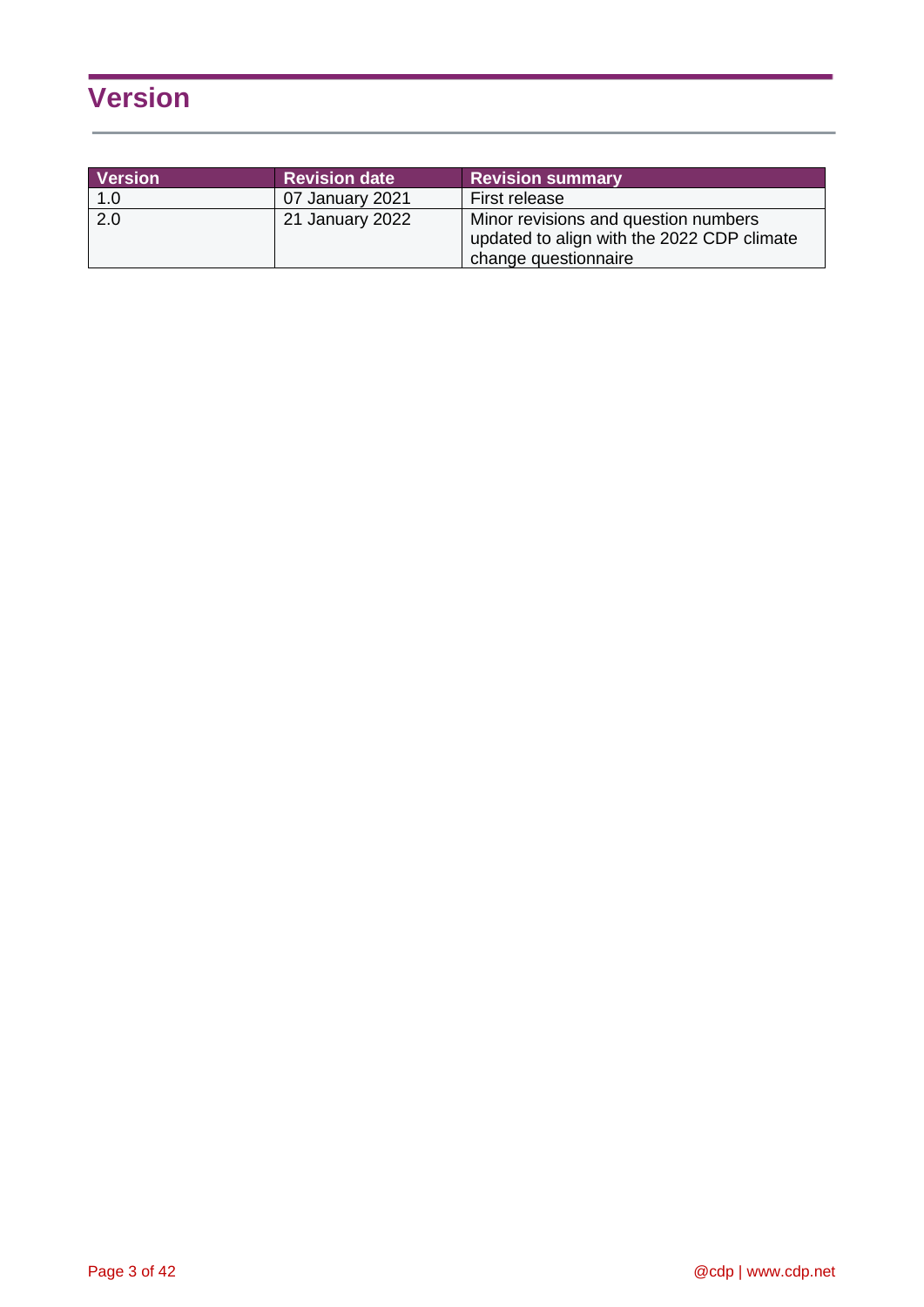# Version

| Version | Revision date | Revision summary |
|---|---|---|
| 1.0 | 07 January 2021 | First release |
| 2.0 | 21 January 2022 | Minor revisions and question numbers updated to align with the 2022 CDP climate change questionnaire |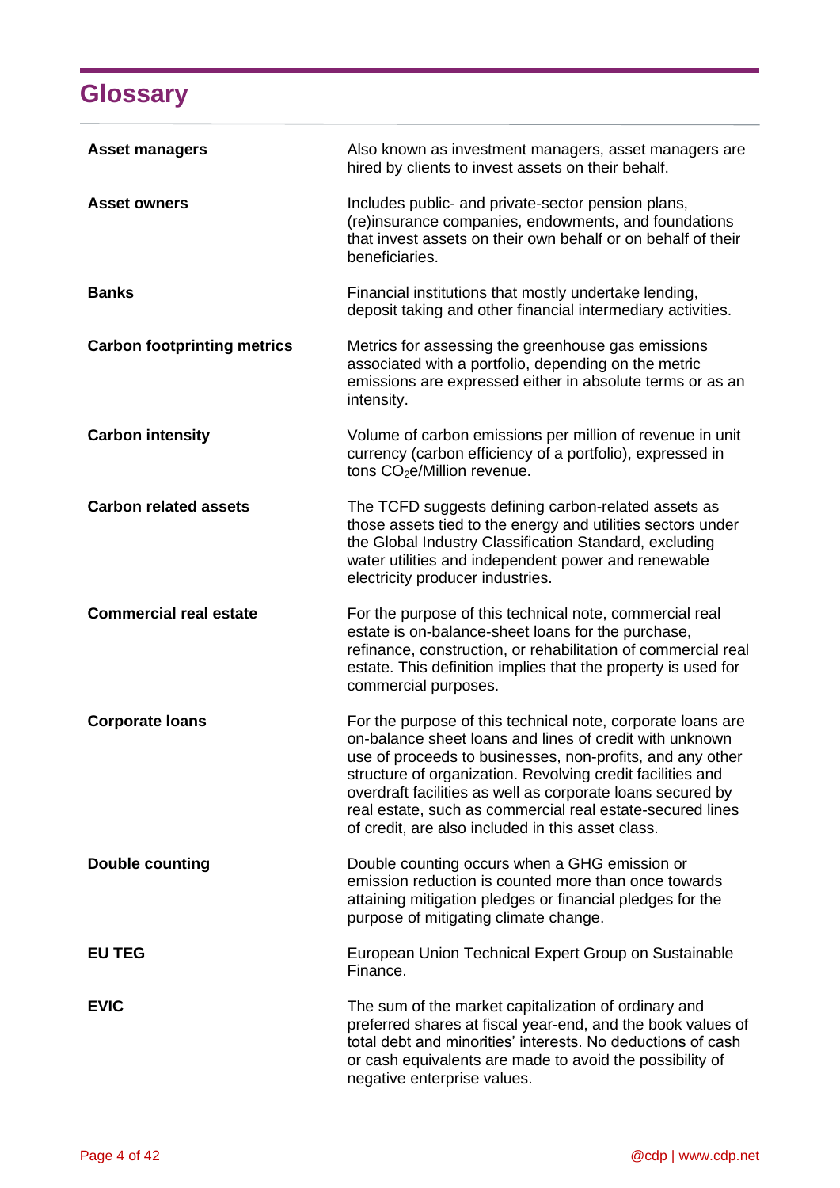# Glossary

| | |
|---|---|
| **Asset managers** | Also known as investment managers, asset managers are hired by clients to invest assets on their behalf. |
| **Asset owners** | Includes public- and private-sector pension plans, (re)insurance companies, endowments, and foundations that invest assets on their own behalf or on behalf of their beneficiaries. |
| **Banks** | Financial institutions that mostly undertake lending, deposit taking and other financial intermediary activities. |
| **Carbon footprinting metrics** | Metrics for assessing the greenhouse gas emissions associated with a portfolio, depending on the metric emissions are expressed either in absolute terms or as an intensity. |
| **Carbon intensity** | Volume of carbon emissions per million of revenue in unit currency (carbon efficiency of a portfolio), expressed in tons $CO_2e$/Million revenue. |
| **Carbon related assets** | The TCFD suggests defining carbon-related assets as those assets tied to the energy and utilities sectors under the Global Industry Classification Standard, excluding water utilities and independent power and renewable electricity producer industries. |
| **Commercial real estate** | For the purpose of this technical note, commercial real estate is on-balance-sheet loans for the purchase, refinance, construction, or rehabilitation of commercial real estate. This definition implies that the property is used for commercial purposes. |
| **Corporate loans** | For the purpose of this technical note, corporate loans are on-balance sheet loans and lines of credit with unknown use of proceeds to businesses, non-profits, and any other structure of organization. Revolving credit facilities and overdraft facilities as well as corporate loans secured by real estate, such as commercial real estate-secured lines of credit, are also included in this asset class. |
| **Double counting** | Double counting occurs when a GHG emission or emission reduction is counted more than once towards attaining mitigation pledges or financial pledges for the purpose of mitigating climate change. |
| **EU TEG** | European Union Technical Expert Group on Sustainable Finance. |
| **EVIC** | The sum of the market capitalization of ordinary and preferred shares at fiscal year-end, and the book values of total debt and minorities' interests. No deductions of cash or cash equivalents are made to avoid the possibility of negative enterprise values. |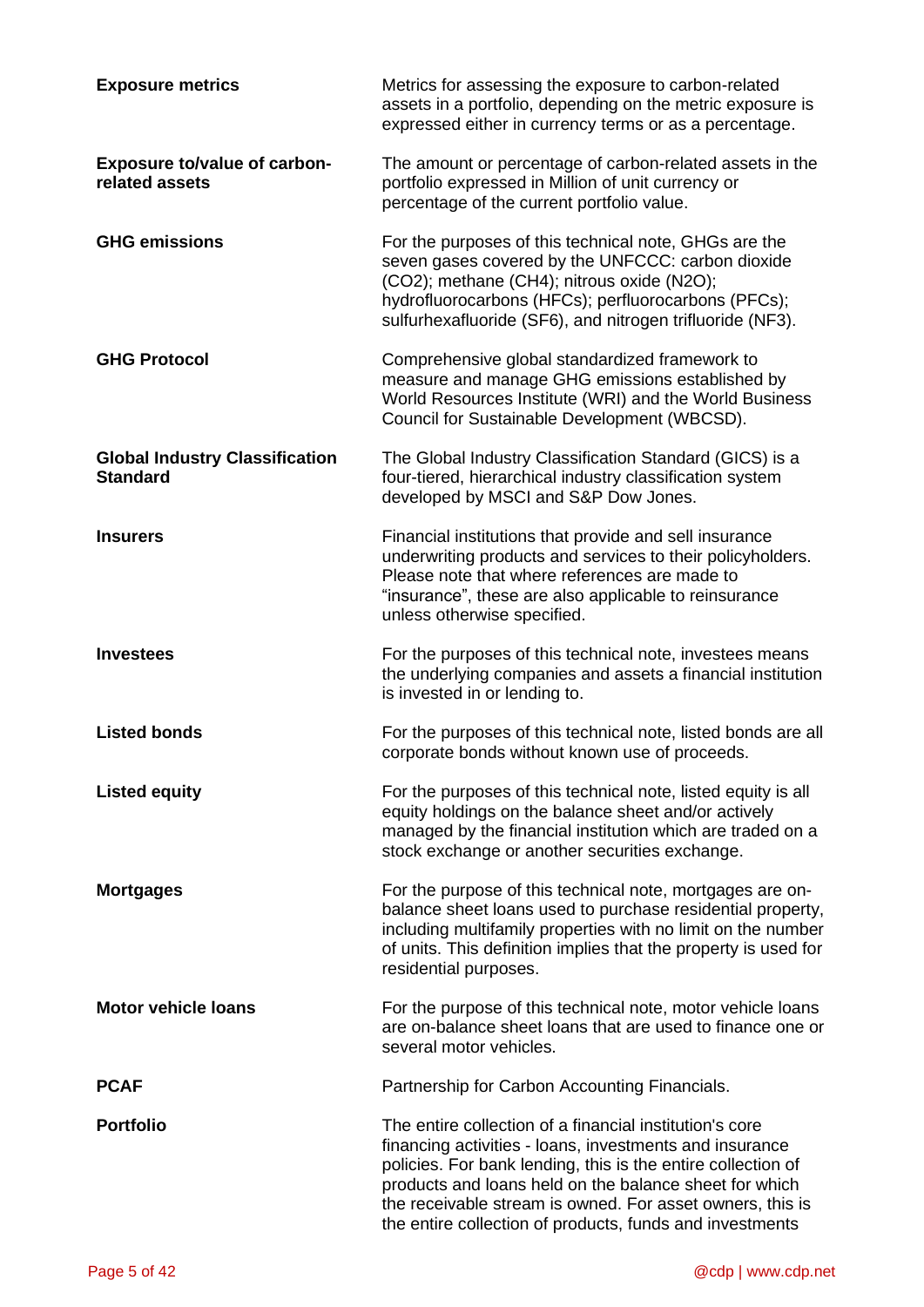| | |
|---|---|
| **Exposure metrics** | Metrics for assessing the exposure to carbon-related assets in a portfolio, depending on the metric exposure is expressed either in currency terms or as a percentage. |
| **Exposure to/value of carbon-related assets** | The amount or percentage of carbon-related assets in the portfolio expressed in Million of unit currency or percentage of the current portfolio value. |
| **GHG emissions** | For the purposes of this technical note, GHGs are the seven gases covered by the UNFCCC: carbon dioxide ($CO_2$); methane ($CH_4$); nitrous oxide ($N_2O$); hydrofluorocarbons (HFCs); perfluorocarbons (PFCs); sulfurhexafluoride ($SF_6$), and nitrogen trifluoride ($NF_3$). |
| **GHG Protocol** | Comprehensive global standardized framework to measure and manage GHG emissions established by World Resources Institute (WRI) and the World Business Council for Sustainable Development (WBCSD). |
| **Global Industry Classification Standard** | The Global Industry Classification Standard (GICS) is a four-tiered, hierarchical industry classification system developed by MSCI and S&P Dow Jones. |
| **Insurers** | Financial institutions that provide and sell insurance underwriting products and services to their policyholders. Please note that where references are made to "insurance", these are also applicable to reinsurance unless otherwise specified. |
| **Investees** | For the purposes of this technical note, investees means the underlying companies and assets a financial institution is invested in or lending to. |
| **Listed bonds** | For the purposes of this technical note, listed bonds are all corporate bonds without known use of proceeds. |
| **Listed equity** | For the purposes of this technical note, listed equity is all equity holdings on the balance sheet and/or actively managed by the financial institution which are traded on a stock exchange or another securities exchange. |
| **Mortgages** | For the purpose of this technical note, mortgages are on-balance sheet loans used to purchase residential property, including multifamily properties with no limit on the number of units. This definition implies that the property is used for residential purposes. |
| **Motor vehicle loans** | For the purpose of this technical note, motor vehicle loans are on-balance sheet loans that are used to finance one or several motor vehicles. |
| **PCAF** | Partnership for Carbon Accounting Financials. |
| **Portfolio** | The entire collection of a financial institution's core financing activities - loans, investments and insurance policies. For bank lending, this is the entire collection of products and loans held on the balance sheet for which the receivable stream is owned. For asset owners, this is the entire collection of products, funds and investments |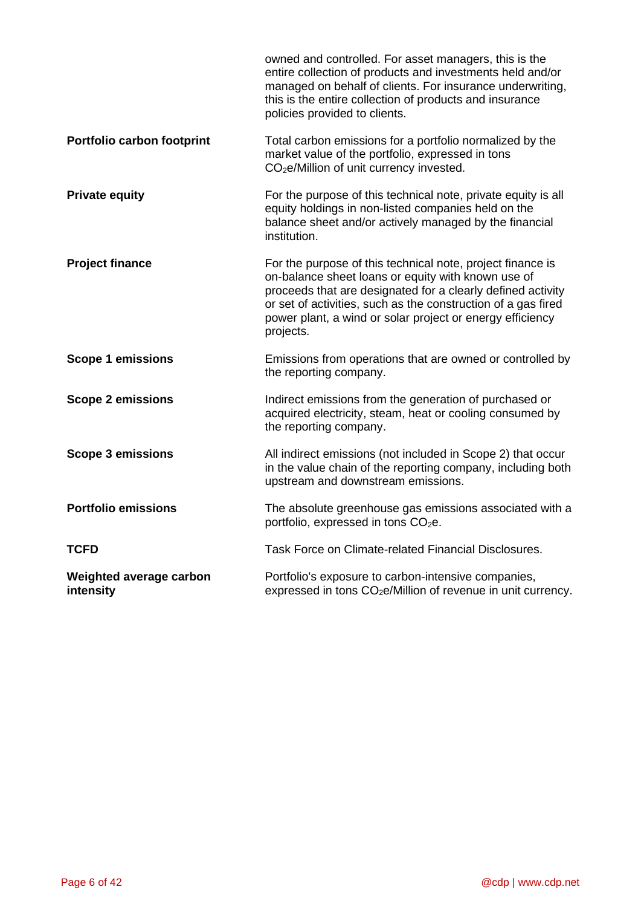| | |
|---|---|
| | owned and controlled. For asset managers, this is the entire collection of products and investments held and/or managed on behalf of clients. For insurance underwriting, this is the entire collection of products and insurance policies provided to clients. |
| **Portfolio carbon footprint** | Total carbon emissions for a portfolio normalized by the market value of the portfolio, expressed in tons $CO_2$e/Million of unit currency invested. |
| **Private equity** | For the purpose of this technical note, private equity is all equity holdings in non-listed companies held on the balance sheet and/or actively managed by the financial institution. |
| **Project finance** | For the purpose of this technical note, project finance is on-balance sheet loans or equity with known use of proceeds that are designated for a clearly defined activity or set of activities, such as the construction of a gas fired power plant, a wind or solar project or energy efficiency projects. |
| **Scope 1 emissions** | Emissions from operations that are owned or controlled by the reporting company. |
| **Scope 2 emissions** | Indirect emissions from the generation of purchased or acquired electricity, steam, heat or cooling consumed by the reporting company. |
| **Scope 3 emissions** | All indirect emissions (not included in Scope 2) that occur in the value chain of the reporting company, including both upstream and downstream emissions. |
| **Portfolio emissions** | The absolute greenhouse gas emissions associated with a portfolio, expressed in tons $CO_2$e. |
| **TCFD** | Task Force on Climate-related Financial Disclosures. |
| **Weighted average carbon intensity** | Portfolio's exposure to carbon-intensive companies, expressed in tons $CO_2$e/Million of revenue in unit currency. |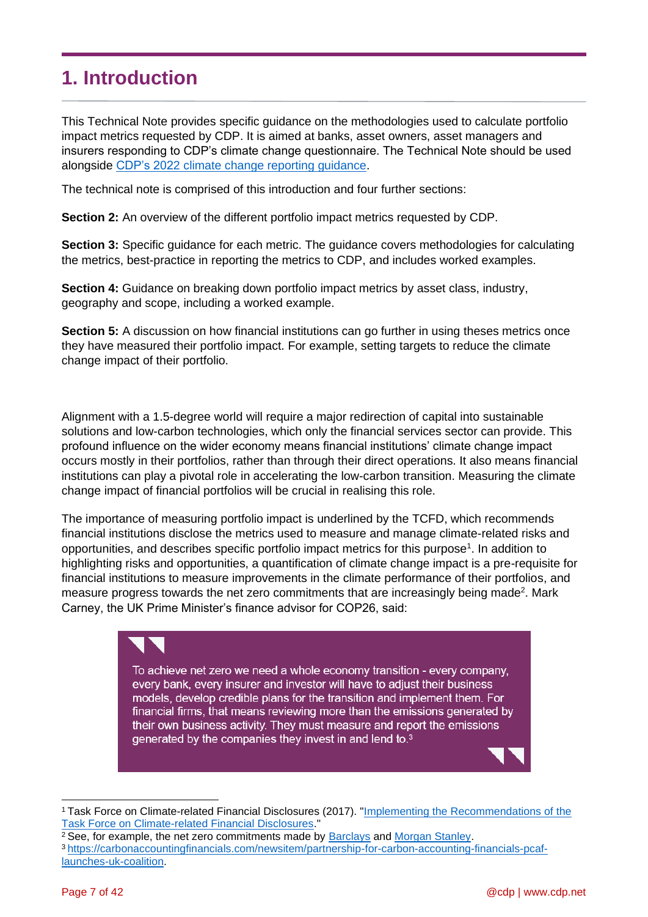# 1. Introduction

This Technical Note provides specific guidance on the methodologies used to calculate portfolio impact metrics requested by CDP. It is aimed at banks, asset owners, asset managers and insurers responding to CDP's climate change questionnaire. The Technical Note should be used alongside [CDP's 2022 climate change reporting guidance](#).

The technical note is comprised of this introduction and four further sections:

**Section 2:** An overview of the different portfolio impact metrics requested by CDP.

**Section 3:** Specific guidance for each metric. The guidance covers methodologies for calculating the metrics, best-practice in reporting the metrics to CDP, and includes worked examples.

**Section 4:** Guidance on breaking down portfolio impact metrics by asset class, industry, geography and scope, including a worked example.

**Section 5:** A discussion on how financial institutions can go further in using theses metrics once they have measured their portfolio impact. For example, setting targets to reduce the climate change impact of their portfolio.

Alignment with a 1.5-degree world will require a major redirection of capital into sustainable solutions and low-carbon technologies, which only the financial services sector can provide. This profound influence on the wider economy means financial institutions' climate change impact occurs mostly in their portfolios, rather than through their direct operations. It also means financial institutions can play a pivotal role in accelerating the low-carbon transition. Measuring the climate change impact of financial portfolios will be crucial in realising this role.

The importance of measuring portfolio impact is underlined by the TCFD, which recommends financial institutions disclose the metrics used to measure and manage climate-related risks and opportunities, and describes specific portfolio impact metrics for this purpose[1]. In addition to highlighting risks and opportunities, a quantification of climate change impact is a pre-requisite for financial institutions to measure improvements in the climate performance of their portfolios, and measure progress towards the net zero commitments that are increasingly being made[2]. Mark Carney, the UK Prime Minister's finance advisor for COP26, said:

> To achieve net zero we need a whole economy transition - every company, every bank, every insurer and investor will have to adjust their business models, develop credible plans for the transition and implement them. For financial firms, that means reviewing more than the emissions generated by their own business activity. They must measure and report the emissions generated by the companies they invest in and lend to.[3]

---

[1] Task Force on Climate-related Financial Disclosures (2017). "Implementing the Recommendations of the Task Force on Climate-related Financial Disclosures."

[2] See, for example, the net zero commitments made by Barclays and Morgan Stanley.

[3] https://carbonaccountingfinancials.com/newsitem/partnership-for-carbon-accounting-financials-pcaf-launches-uk-coalition.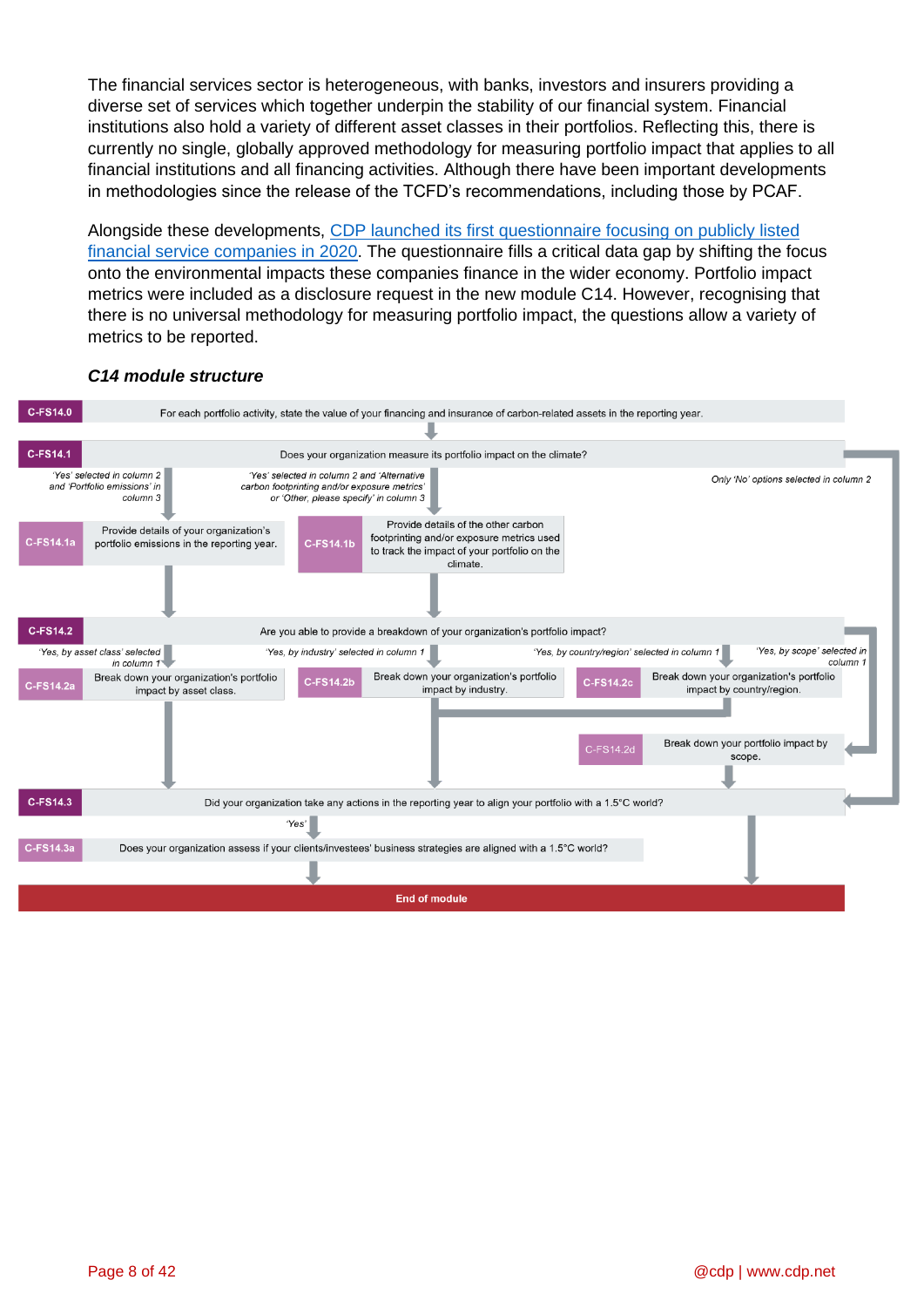The financial services sector is heterogeneous, with banks, investors and insurers providing a diverse set of services which together underpin the stability of our financial system. Financial institutions also hold a variety of different asset classes in their portfolios. Reflecting this, there is currently no single, globally approved methodology for measuring portfolio impact that applies to all financial institutions and all financing activities. Although there have been important developments in methodologies since the release of the TCFD's recommendations, including those by PCAF.

Alongside these developments, CDP launched its first questionnaire focusing on publicly listed financial service companies in 2020. The questionnaire fills a critical data gap by shifting the focus onto the environmental impacts these companies finance in the wider economy. Portfolio impact metrics were included as a disclosure request in the new module C14. However, recognising that there is no universal methodology for measuring portfolio impact, the questions allow a variety of metrics to be reported.

***C14 module structure***

**C-FS14.0** For each portfolio activity, state the value of your financing and insurance of carbon-related assets in the reporting year.

**C-FS14.1** Does your organization measure its portfolio impact on the climate?

- *'Yes' selected in column 2 and 'Portfolio emissions' in column 3* → **C-FS14.1a** Provide details of your organization's portfolio emissions in the reporting year.
- *'Yes' selected in column 2 and 'Alternative carbon footprinting and/or exposure metrics' or 'Other, please specify' in column 3* → **C-FS14.1b** Provide details of the other carbon footprinting and/or exposure metrics used to track the impact of your portfolio on the climate.
- *Only 'No' options selected in column 2* → C-FS14.3

**C-FS14.2** Are you able to provide a breakdown of your organization's portfolio impact?

- *'Yes, by asset class' selected in column 1* → **C-FS14.2a** Break down your organization's portfolio impact by asset class.
- *'Yes, by industry' selected in column 1* → **C-FS14.2b** Break down your organization's portfolio impact by industry.
- *'Yes, by country/region' selected in column 1* → **C-FS14.2c** Break down your organization's portfolio impact by country/region.
- *'Yes, by scope' selected in column 1* → **C-FS14.2d** Break down your portfolio impact by scope.

**C-FS14.3** Did your organization take any actions in the reporting year to align your portfolio with a 1.5°C world?

- *'Yes'* → **C-FS14.3a** Does your organization assess if your clients/investees' business strategies are aligned with a 1.5°C world?

**End of module**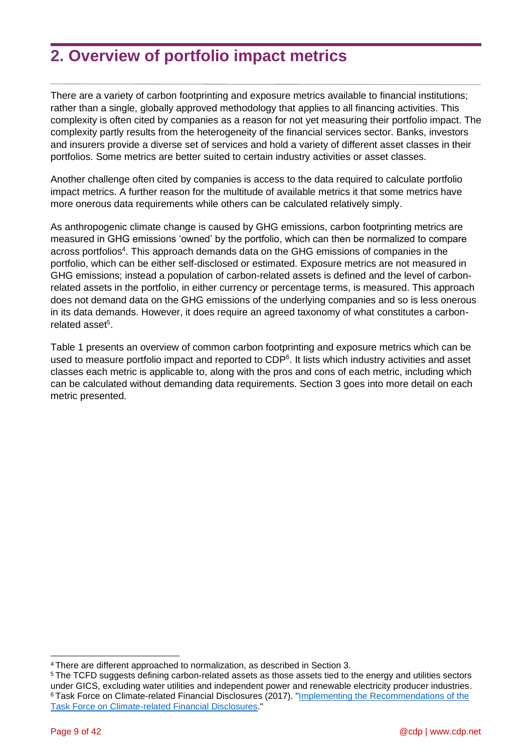# 2. Overview of portfolio impact metrics

There are a variety of carbon footprinting and exposure metrics available to financial institutions; rather than a single, globally approved methodology that applies to all financing activities. This complexity is often cited by companies as a reason for not yet measuring their portfolio impact. The complexity partly results from the heterogeneity of the financial services sector. Banks, investors and insurers provide a diverse set of services and hold a variety of different asset classes in their portfolios. Some metrics are better suited to certain industry activities or asset classes.

Another challenge often cited by companies is access to the data required to calculate portfolio impact metrics. A further reason for the multitude of available metrics it that some metrics have more onerous data requirements while others can be calculated relatively simply.

As anthropogenic climate change is caused by GHG emissions, carbon footprinting metrics are measured in GHG emissions 'owned' by the portfolio, which can then be normalized to compare across portfolios[4]. This approach demands data on the GHG emissions of companies in the portfolio, which can be either self-disclosed or estimated. Exposure metrics are not measured in GHG emissions; instead a population of carbon-related assets is defined and the level of carbon-related assets in the portfolio, in either currency or percentage terms, is measured. This approach does not demand data on the GHG emissions of the underlying companies and so is less onerous in its data demands. However, it does require an agreed taxonomy of what constitutes a carbon-related asset[5].

Table 1 presents an overview of common carbon footprinting and exposure metrics which can be used to measure portfolio impact and reported to CDP[6]. It lists which industry activities and asset classes each metric is applicable to, along with the pros and cons of each metric, including which can be calculated without demanding data requirements. Section 3 goes into more detail on each metric presented.

---

[4] There are different approached to normalization, as described in Section 3.

[5] The TCFD suggests defining carbon-related assets as those assets tied to the energy and utilities sectors under GICS, excluding water utilities and independent power and renewable electricity producer industries.

[6] Task Force on Climate-related Financial Disclosures (2017). "Implementing the Recommendations of the Task Force on Climate-related Financial Disclosures."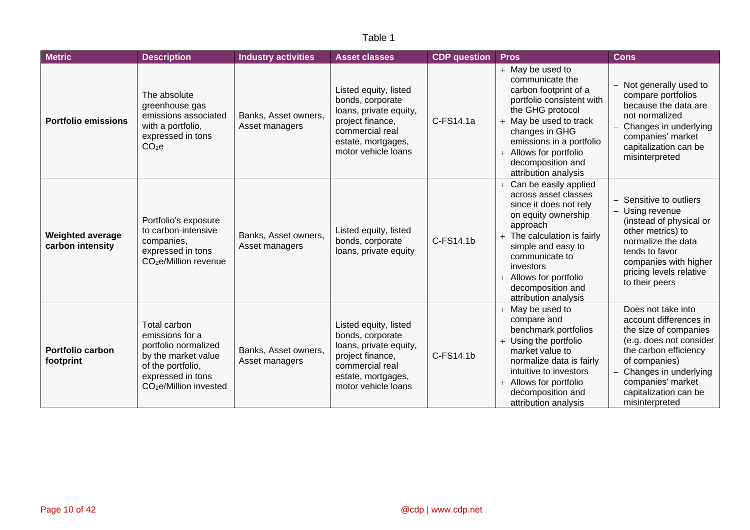Table 1

| Metric | Description | Industry activities | Asset classes | CDP question | Pros | Cons |
|---|---|---|---|---|---|---|
| **Portfolio emissions** | The absolute greenhouse gas emissions associated with a portfolio, expressed in tons $CO_2e$ | Banks, Asset owners, Asset managers | Listed equity, listed bonds, corporate loans, private equity, project finance, commercial real estate, mortgages, motor vehicle loans | C-FS14.1a | + May be used to communicate the carbon footprint of a portfolio consistent with the GHG protocol<br>+ May be used to track changes in GHG emissions in a portfolio<br>+ Allows for portfolio decomposition and attribution analysis | – Not generally used to compare portfolios because the data are not normalized<br>– Changes in underlying companies' market capitalization can be misinterpreted |
| **Weighted average carbon intensity** | Portfolio's exposure to carbon-intensive companies, expressed in tons $CO_2e$/Million revenue | Banks, Asset owners, Asset managers | Listed equity, listed bonds, corporate loans, private equity | C-FS14.1b | + Can be easily applied across asset classes since it does not rely on equity ownership approach<br>+ The calculation is fairly simple and easy to communicate to investors<br>+ Allows for portfolio decomposition and attribution analysis | – Sensitive to outliers<br>– Using revenue (instead of physical or other metrics) to normalize the data tends to favor companies with higher pricing levels relative to their peers |
| **Portfolio carbon footprint** | Total carbon emissions for a portfolio normalized by the market value of the portfolio, expressed in tons $CO_2e$/Million invested | Banks, Asset owners, Asset managers | Listed equity, listed bonds, corporate loans, private equity, project finance, commercial real estate, mortgages, motor vehicle loans | C-FS14.1b | + May be used to compare and benchmark portfolios<br>+ Using the portfolio market value to normalize data is fairly intuitive to investors<br>+ Allows for portfolio decomposition and attribution analysis | – Does not take into account differences in the size of companies (e.g. does not consider the carbon efficiency of companies)<br>– Changes in underlying companies' market capitalization can be misinterpreted |

@cdp | www.cdp.net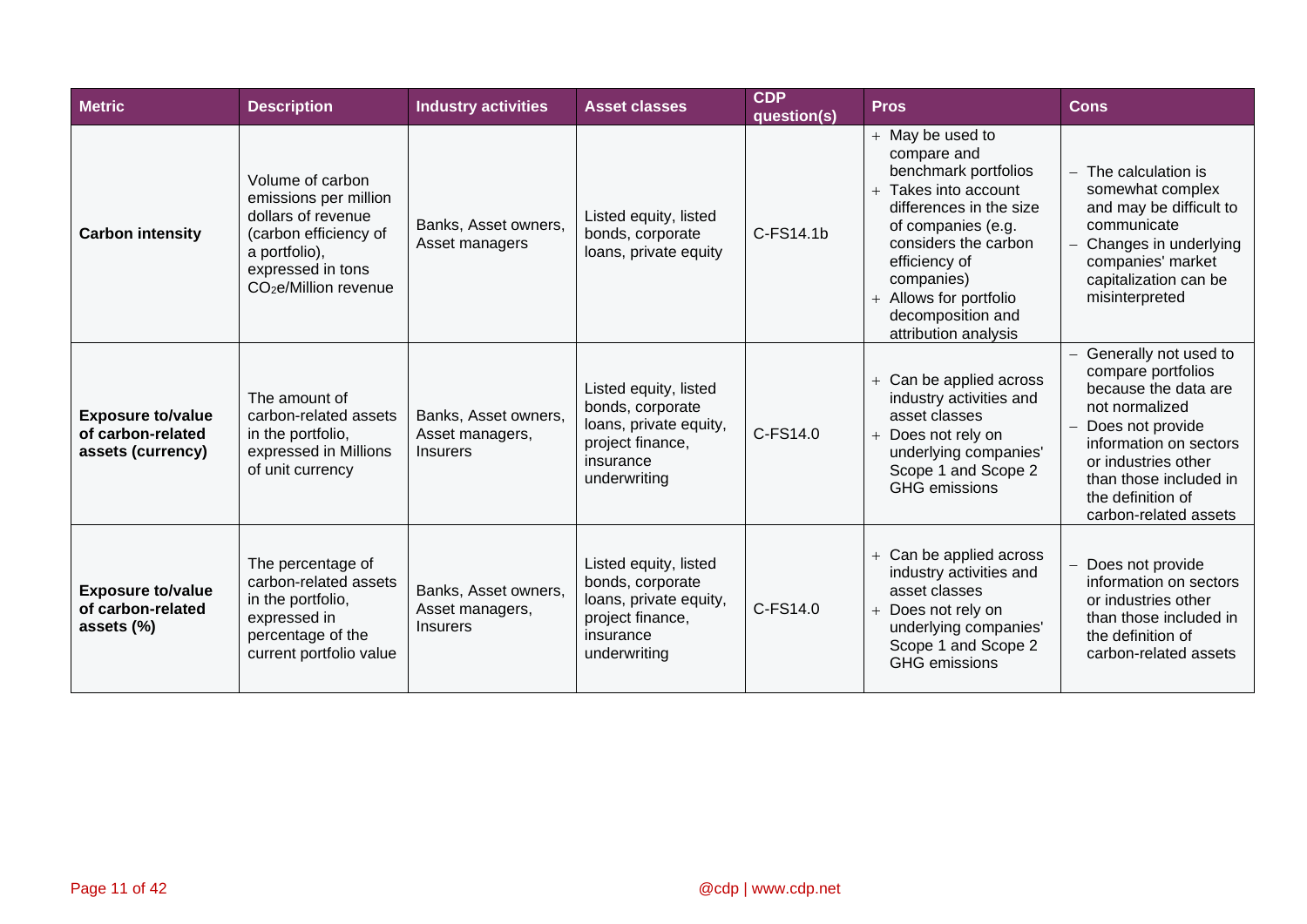| Metric | Description | Industry activities | Asset classes | CDP question(s) | Pros | Cons |
|---|---|---|---|---|---|---|
| **Carbon intensity** | Volume of carbon emissions per million dollars of revenue (carbon efficiency of a portfolio), expressed in tons $CO_2$e/Million revenue | Banks, Asset owners, Asset managers | Listed equity, listed bonds, corporate loans, private equity | C-FS14.1b | + May be used to compare and benchmark portfolios<br>+ Takes into account differences in the size of companies (e.g. considers the carbon efficiency of companies)<br>+ Allows for portfolio decomposition and attribution analysis | – The calculation is somewhat complex and may be difficult to communicate<br>– Changes in underlying companies' market capitalization can be misinterpreted |
| **Exposure to/value of carbon-related assets (currency)** | The amount of carbon-related assets in the portfolio, expressed in Millions of unit currency | Banks, Asset owners, Asset managers, Insurers | Listed equity, listed bonds, corporate loans, private equity, project finance, insurance underwriting | C-FS14.0 | + Can be applied across industry activities and asset classes<br>+ Does not rely on underlying companies' Scope 1 and Scope 2 GHG emissions | – Generally not used to compare portfolios because the data are not normalized<br>– Does not provide information on sectors or industries other than those included in the definition of carbon-related assets |
| **Exposure to/value of carbon-related assets (%)** | The percentage of carbon-related assets in the portfolio, expressed in percentage of the current portfolio value | Banks, Asset owners, Asset managers, Insurers | Listed equity, listed bonds, corporate loans, private equity, project finance, insurance underwriting | C-FS14.0 | + Can be applied across industry activities and asset classes<br>+ Does not rely on underlying companies' Scope 1 and Scope 2 GHG emissions | – Does not provide information on sectors or industries other than those included in the definition of carbon-related assets |

@cdp | www.cdp.net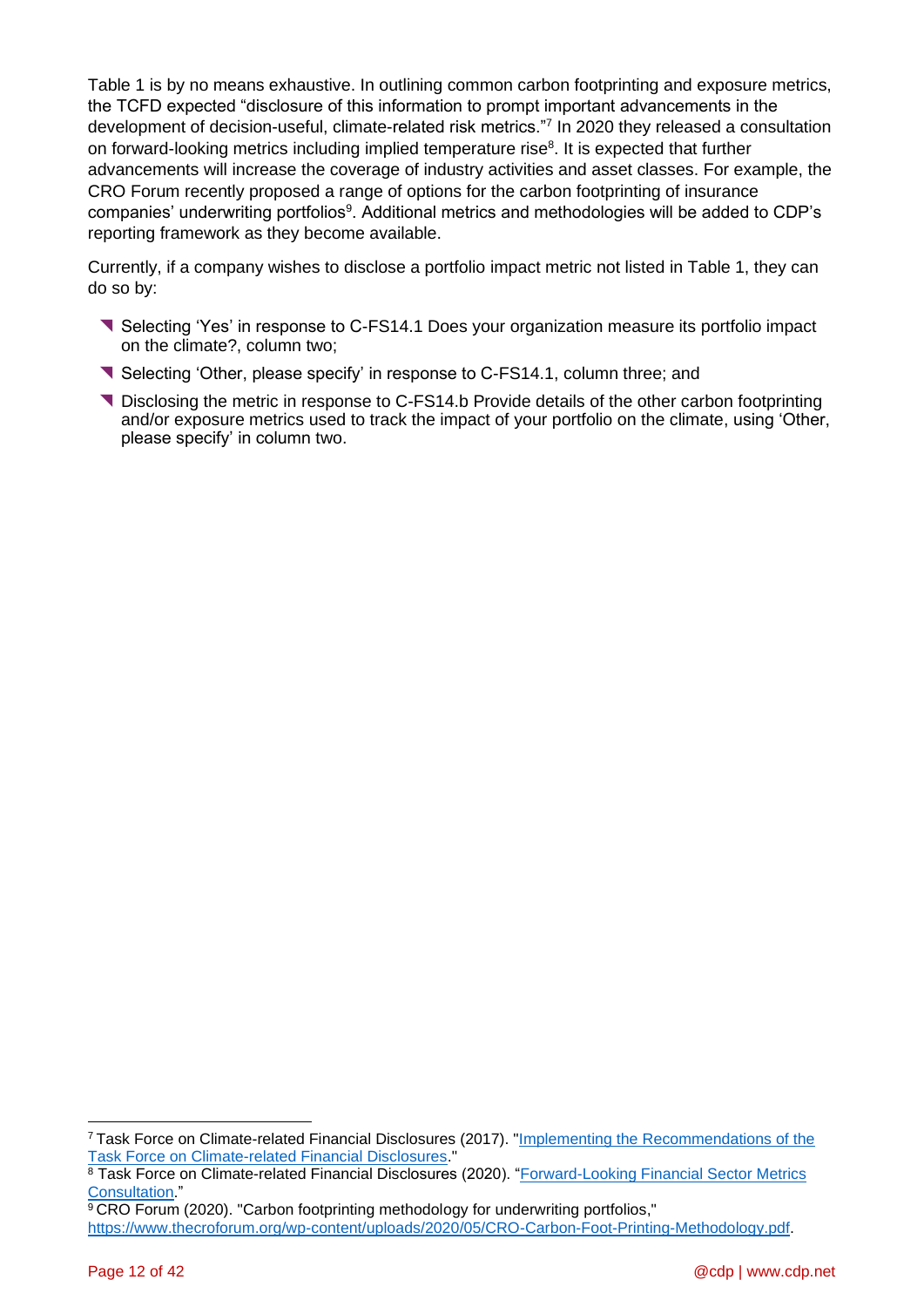Table 1 is by no means exhaustive. In outlining common carbon footprinting and exposure metrics, the TCFD expected "disclosure of this information to prompt important advancements in the development of decision-useful, climate-related risk metrics."[7] In 2020 they released a consultation on forward-looking metrics including implied temperature rise[8]. It is expected that further advancements will increase the coverage of industry activities and asset classes. For example, the CRO Forum recently proposed a range of options for the carbon footprinting of insurance companies' underwriting portfolios[9]. Additional metrics and methodologies will be added to CDP's reporting framework as they become available.

Currently, if a company wishes to disclose a portfolio impact metric not listed in Table 1, they can do so by:

- Selecting 'Yes' in response to C-FS14.1 Does your organization measure its portfolio impact on the climate?, column two;
- Selecting 'Other, please specify' in response to C-FS14.1, column three; and
- Disclosing the metric in response to C-FS14.b Provide details of the other carbon footprinting and/or exposure metrics used to track the impact of your portfolio on the climate, using 'Other, please specify' in column two.

---

[7] Task Force on Climate-related Financial Disclosures (2017). "Implementing the Recommendations of the Task Force on Climate-related Financial Disclosures."

[8] Task Force on Climate-related Financial Disclosures (2020). "Forward-Looking Financial Sector Metrics Consultation."

[9] CRO Forum (2020). "Carbon footprinting methodology for underwriting portfolios," https://www.thecroforum.org/wp-content/uploads/2020/05/CRO-Carbon-Foot-Printing-Methodology.pdf.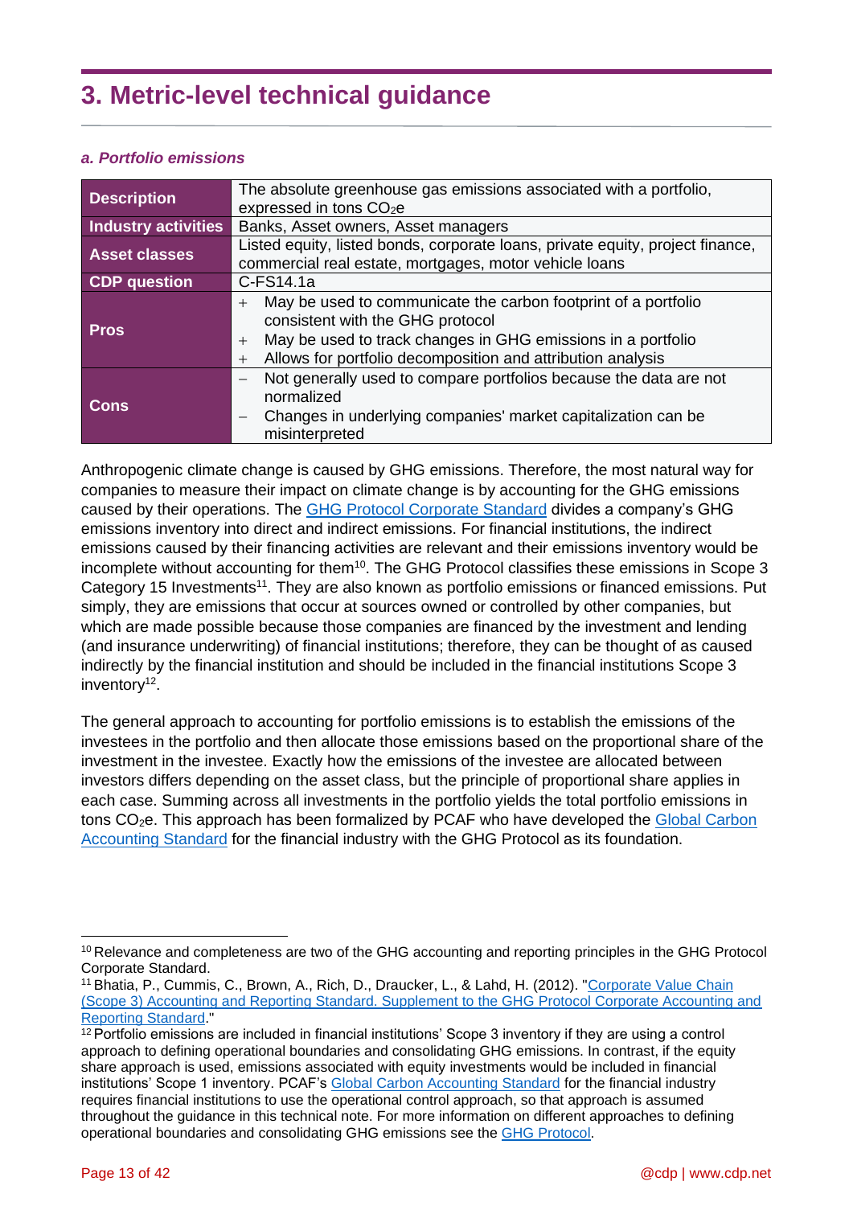# 3. Metric-level technical guidance

### *a. Portfolio emissions*

| | |
|---|---|
| **Description** | The absolute greenhouse gas emissions associated with a portfolio, expressed in tons $CO_2e$ |
| **Industry activities** | Banks, Asset owners, Asset managers |
| **Asset classes** | Listed equity, listed bonds, corporate loans, private equity, project finance, commercial real estate, mortgages, motor vehicle loans |
| **CDP question** | C-FS14.1a |
| **Pros** | + May be used to communicate the carbon footprint of a portfolio consistent with the GHG protocol<br>+ May be used to track changes in GHG emissions in a portfolio<br>+ Allows for portfolio decomposition and attribution analysis |
| **Cons** | – Not generally used to compare portfolios because the data are not normalized<br>– Changes in underlying companies' market capitalization can be misinterpreted |

Anthropogenic climate change is caused by GHG emissions. Therefore, the most natural way for companies to measure their impact on climate change is by accounting for the GHG emissions caused by their operations. The GHG Protocol Corporate Standard divides a company's GHG emissions inventory into direct and indirect emissions. For financial institutions, the indirect emissions caused by their financing activities are relevant and their emissions inventory would be incomplete without accounting for them[10]. The GHG Protocol classifies these emissions in Scope 3 Category 15 Investments[11]. They are also known as portfolio emissions or financed emissions. Put simply, they are emissions that occur at sources owned or controlled by other companies, but which are made possible because those companies are financed by the investment and lending (and insurance underwriting) of financial institutions; therefore, they can be thought of as caused indirectly by the financial institution and should be included in the financial institutions Scope 3 inventory[12].

The general approach to accounting for portfolio emissions is to establish the emissions of the investees in the portfolio and then allocate those emissions based on the proportional share of the investment in the investee. Exactly how the emissions of the investee are allocated between investors differs depending on the asset class, but the principle of proportional share applies in each case. Summing across all investments in the portfolio yields the total portfolio emissions in tons $CO_2e$. This approach has been formalized by PCAF who have developed the Global Carbon Accounting Standard for the financial industry with the GHG Protocol as its foundation.

---

[10] Relevance and completeness are two of the GHG accounting and reporting principles in the GHG Protocol Corporate Standard.

[11] Bhatia, P., Cummis, C., Brown, A., Rich, D., Draucker, L., & Lahd, H. (2012). "Corporate Value Chain (Scope 3) Accounting and Reporting Standard. Supplement to the GHG Protocol Corporate Accounting and Reporting Standard."

[12] Portfolio emissions are included in financial institutions' Scope 3 inventory if they are using a control approach to defining operational boundaries and consolidating GHG emissions. In contrast, if the equity share approach is used, emissions associated with equity investments would be included in financial institutions' Scope 1 inventory. PCAF's Global Carbon Accounting Standard for the financial industry requires financial institutions to use the operational control approach, so that approach is assumed throughout the guidance in this technical note. For more information on different approaches to defining operational boundaries and consolidating GHG emissions see the GHG Protocol.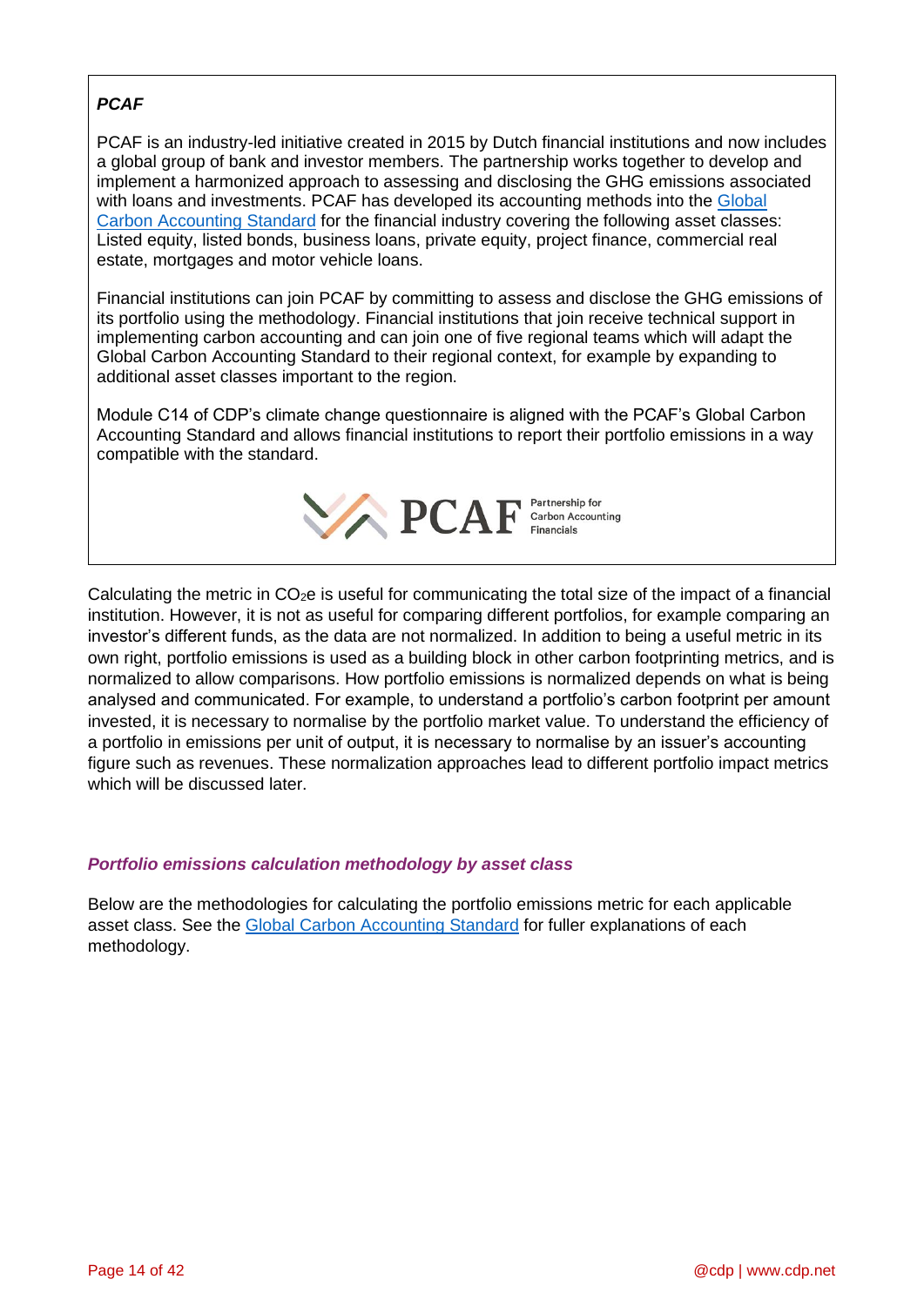***PCAF***

PCAF is an industry-led initiative created in 2015 by Dutch financial institutions and now includes a global group of bank and investor members. The partnership works together to develop and implement a harmonized approach to assessing and disclosing the GHG emissions associated with loans and investments. PCAF has developed its accounting methods into the Global Carbon Accounting Standard for the financial industry covering the following asset classes: Listed equity, listed bonds, business loans, private equity, project finance, commercial real estate, mortgages and motor vehicle loans.

Financial institutions can join PCAF by committing to assess and disclose the GHG emissions of its portfolio using the methodology. Financial institutions that join receive technical support in implementing carbon accounting and can join one of five regional teams which will adapt the Global Carbon Accounting Standard to their regional context, for example by expanding to additional asset classes important to the region.

Module C14 of CDP's climate change questionnaire is aligned with the PCAF's Global Carbon Accounting Standard and allows financial institutions to report their portfolio emissions in a way compatible with the standard.

PCAF Partnership for Carbon Accounting Financials

Calculating the metric in $CO_2e$ is useful for communicating the total size of the impact of a financial institution. However, it is not as useful for comparing different portfolios, for example comparing an investor's different funds, as the data are not normalized. In addition to being a useful metric in its own right, portfolio emissions is used as a building block in other carbon footprinting metrics, and is normalized to allow comparisons. How portfolio emissions is normalized depends on what is being analysed and communicated. For example, to understand a portfolio's carbon footprint per amount invested, it is necessary to normalise by the portfolio market value. To understand the efficiency of a portfolio in emissions per unit of output, it is necessary to normalise by an issuer's accounting figure such as revenues. These normalization approaches lead to different portfolio impact metrics which will be discussed later.

### *Portfolio emissions calculation methodology by asset class*

Below are the methodologies for calculating the portfolio emissions metric for each applicable asset class. See the Global Carbon Accounting Standard for fuller explanations of each methodology.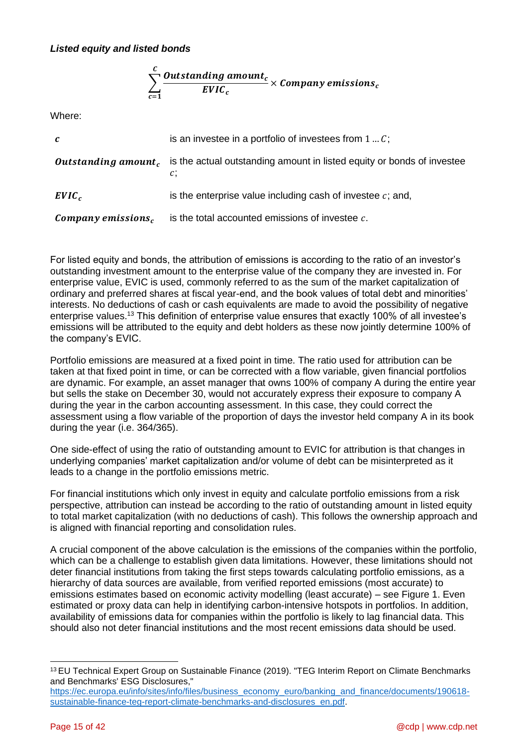***Listed equity and listed bonds***

$$\sum_{c=1}^{C} \frac{\boldsymbol{Outstanding\ amount_c}}{\boldsymbol{EVIC_c}} \times \boldsymbol{Company\ emissions_c}$$

Where:

| | |
|---|---|
| $\boldsymbol{c}$ | is an investee in a portfolio of investees from $1 \ldots C$; |
| $\boldsymbol{Outstanding\ amount_c}$ | is the actual outstanding amount in listed equity or bonds of investee $c$; |
| $\boldsymbol{EVIC_c}$ | is the enterprise value including cash of investee $c$; and, |
| $\boldsymbol{Company\ emissions_c}$ | is the total accounted emissions of investee $c$. |

For listed equity and bonds, the attribution of emissions is according to the ratio of an investor's outstanding investment amount to the enterprise value of the company they are invested in. For enterprise value, EVIC is used, commonly referred to as the sum of the market capitalization of ordinary and preferred shares at fiscal year-end, and the book values of total debt and minorities' interests. No deductions of cash or cash equivalents are made to avoid the possibility of negative enterprise values.[13] This definition of enterprise value ensures that exactly 100% of all investee's emissions will be attributed to the equity and debt holders as these now jointly determine 100% of the company's EVIC.

Portfolio emissions are measured at a fixed point in time. The ratio used for attribution can be taken at that fixed point in time, or can be corrected with a flow variable, given financial portfolios are dynamic. For example, an asset manager that owns 100% of company A during the entire year but sells the stake on December 30, would not accurately express their exposure to company A during the year in the carbon accounting assessment. In this case, they could correct the assessment using a flow variable of the proportion of days the investor held company A in its book during the year (i.e. 364/365).

One side-effect of using the ratio of outstanding amount to EVIC for attribution is that changes in underlying companies' market capitalization and/or volume of debt can be misinterpreted as it leads to a change in the portfolio emissions metric.

For financial institutions which only invest in equity and calculate portfolio emissions from a risk perspective, attribution can instead be according to the ratio of outstanding amount in listed equity to total market capitalization (with no deductions of cash). This follows the ownership approach and is aligned with financial reporting and consolidation rules.

A crucial component of the above calculation is the emissions of the companies within the portfolio, which can be a challenge to establish given data limitations. However, these limitations should not deter financial institutions from taking the first steps towards calculating portfolio emissions, as a hierarchy of data sources are available, from verified reported emissions (most accurate) to emissions estimates based on economic activity modelling (least accurate) – see Figure 1. Even estimated or proxy data can help in identifying carbon-intensive hotspots in portfolios. In addition, availability of emissions data for companies within the portfolio is likely to lag financial data. This should also not deter financial institutions and the most recent emissions data should be used.

---

[13] EU Technical Expert Group on Sustainable Finance (2019). "TEG Interim Report on Climate Benchmarks and Benchmarks' ESG Disclosures," https://ec.europa.eu/info/sites/info/files/business_economy_euro/banking_and_finance/documents/190618-sustainable-finance-teg-report-climate-benchmarks-and-disclosures_en.pdf.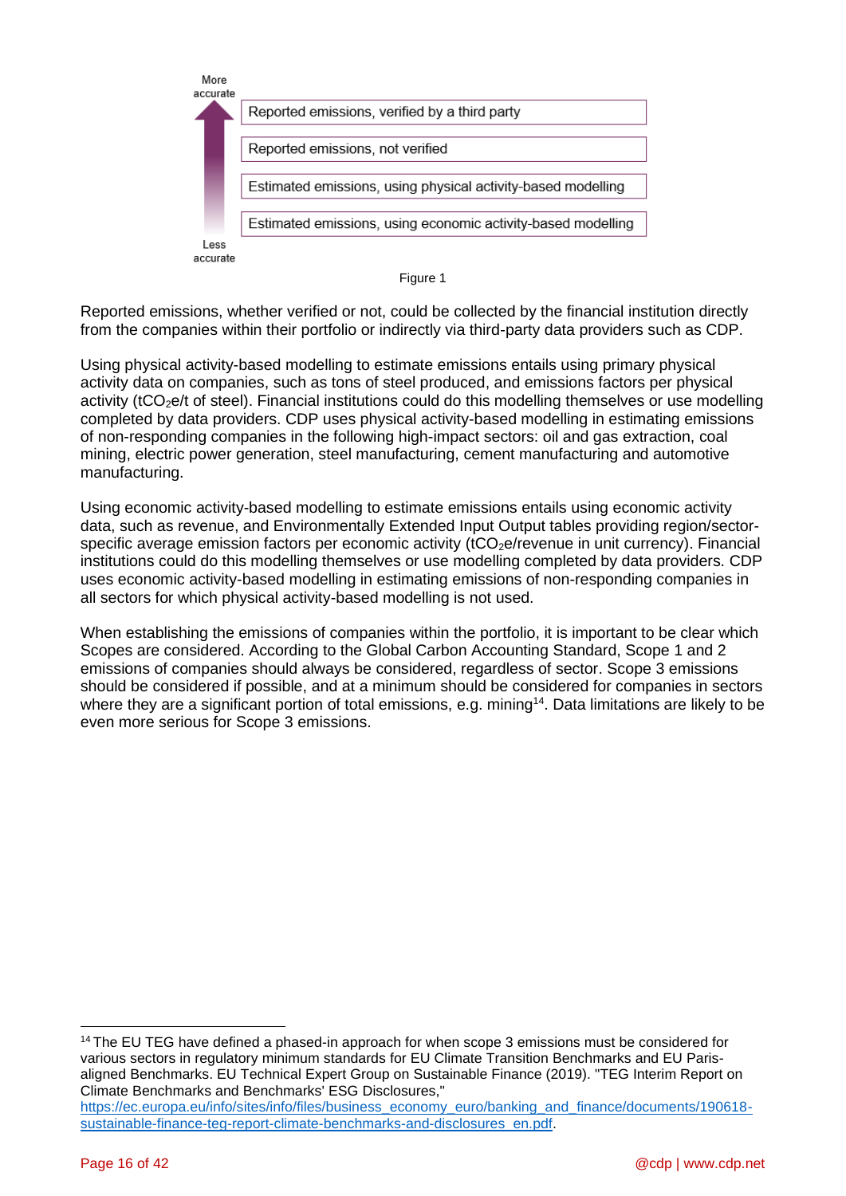More accurate

- Reported emissions, verified by a third party
- Reported emissions, not verified
- Estimated emissions, using physical activity-based modelling
- Estimated emissions, using economic activity-based modelling

Less accurate

Figure 1

Reported emissions, whether verified or not, could be collected by the financial institution directly from the companies within their portfolio or indirectly via third-party data providers such as CDP.

Using physical activity-based modelling to estimate emissions entails using primary physical activity data on companies, such as tons of steel produced, and emissions factors per physical activity ($tCO_2e$/t of steel). Financial institutions could do this modelling themselves or use modelling completed by data providers. CDP uses physical activity-based modelling in estimating emissions of non-responding companies in the following high-impact sectors: oil and gas extraction, coal mining, electric power generation, steel manufacturing, cement manufacturing and automotive manufacturing.

Using economic activity-based modelling to estimate emissions entails using economic activity data, such as revenue, and Environmentally Extended Input Output tables providing region/sector-specific average emission factors per economic activity ($tCO_2e$/revenue in unit currency). Financial institutions could do this modelling themselves or use modelling completed by data providers. CDP uses economic activity-based modelling in estimating emissions of non-responding companies in all sectors for which physical activity-based modelling is not used.

When establishing the emissions of companies within the portfolio, it is important to be clear which Scopes are considered. According to the Global Carbon Accounting Standard, Scope 1 and 2 emissions of companies should always be considered, regardless of sector. Scope 3 emissions should be considered if possible, and at a minimum should be considered for companies in sectors where they are a significant portion of total emissions, e.g. mining[14]. Data limitations are likely to be even more serious for Scope 3 emissions.

---

[14] The EU TEG have defined a phased-in approach for when scope 3 emissions must be considered for various sectors in regulatory minimum standards for EU Climate Transition Benchmarks and EU Paris-aligned Benchmarks. EU Technical Expert Group on Sustainable Finance (2019). "TEG Interim Report on Climate Benchmarks and Benchmarks' ESG Disclosures," https://ec.europa.eu/info/sites/info/files/business_economy_euro/banking_and_finance/documents/190618-sustainable-finance-teg-report-climate-benchmarks-and-disclosures_en.pdf.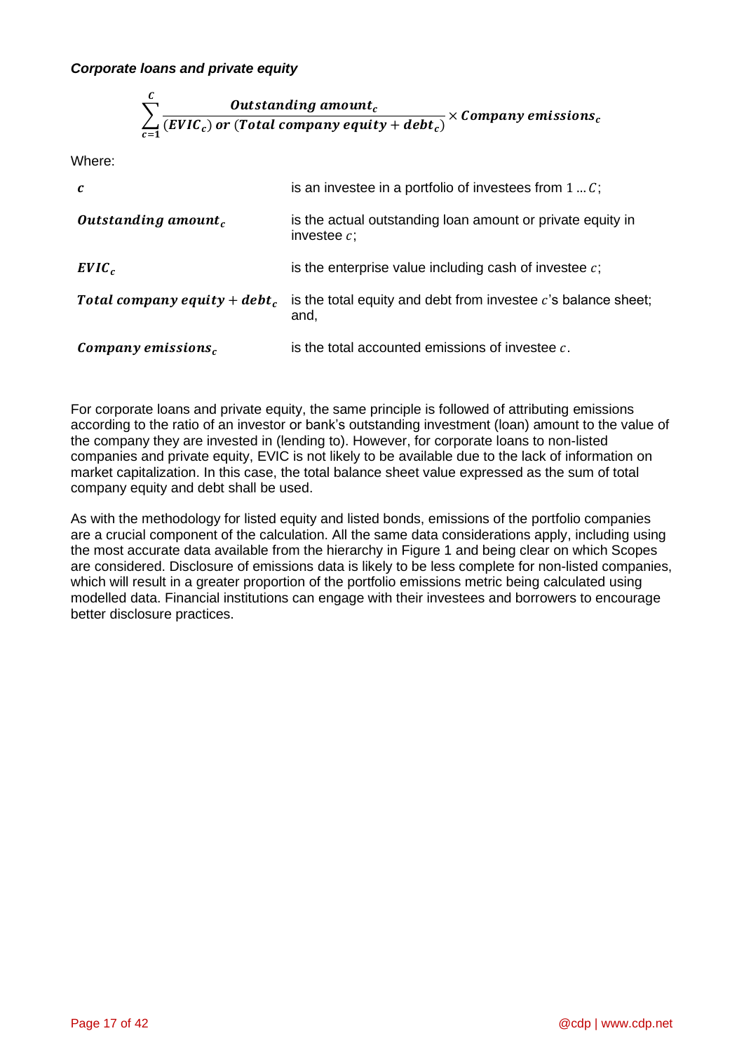***Corporate loans and private equity***

$$\sum_{c=1}^{C} \frac{\boldsymbol{Outstanding\ amount_c}}{(\boldsymbol{EVIC_c})\ \boldsymbol{or}\ (\boldsymbol{Total\ company\ equity} + \boldsymbol{debt_c})} \times \boldsymbol{Company\ emissions_c}$$

Where:

| | |
|---|---|
| $\boldsymbol{c}$ | is an investee in a portfolio of investees from 1 … $C$; |
| $\boldsymbol{Outstanding\ amount_c}$ | is the actual outstanding loan amount or private equity in investee $c$; |
| $\boldsymbol{EVIC_c}$ | is the enterprise value including cash of investee $c$; |
| $\boldsymbol{Total\ company\ equity} + \boldsymbol{debt_c}$ | is the total equity and debt from investee $c$'s balance sheet; and, |
| $\boldsymbol{Company\ emissions_c}$ | is the total accounted emissions of investee $c$. |

For corporate loans and private equity, the same principle is followed of attributing emissions according to the ratio of an investor or bank's outstanding investment (loan) amount to the value of the company they are invested in (lending to). However, for corporate loans to non-listed companies and private equity, EVIC is not likely to be available due to the lack of information on market capitalization. In this case, the total balance sheet value expressed as the sum of total company equity and debt shall be used.

As with the methodology for listed equity and listed bonds, emissions of the portfolio companies are a crucial component of the calculation. All the same data considerations apply, including using the most accurate data available from the hierarchy in Figure 1 and being clear on which Scopes are considered. Disclosure of emissions data is likely to be less complete for non-listed companies, which will result in a greater proportion of the portfolio emissions metric being calculated using modelled data. Financial institutions can engage with their investees and borrowers to encourage better disclosure practices.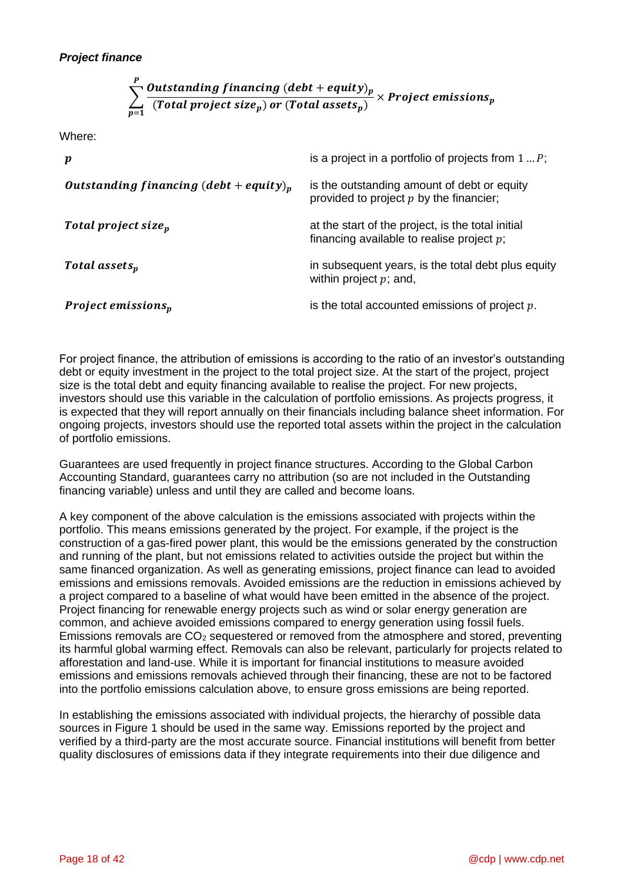***Project finance***

$$\sum_{p=1}^{P} \frac{\boldsymbol{Outstanding\ financing\ (debt + equity)_p}}{\boldsymbol{(Total\ project\ size_p)\ or\ (Total\ assets_p)}} \times \boldsymbol{Project\ emissions_p}$$

Where:

| | |
|---|---|
| $\boldsymbol{p}$ | is a project in a portfolio of projects from $1 \ldots P$; |
| $\boldsymbol{Outstanding\ financing\ (debt + equity)_p}$ | is the outstanding amount of debt or equity provided to project $p$ by the financier; |
| $\boldsymbol{Total\ project\ size_p}$ | at the start of the project, is the total initial financing available to realise project $p$; |
| $\boldsymbol{Total\ assets_p}$ | in subsequent years, is the total debt plus equity within project $p$; and, |
| $\boldsymbol{Project\ emissions_p}$ | is the total accounted emissions of project $p$. |

For project finance, the attribution of emissions is according to the ratio of an investor's outstanding debt or equity investment in the project to the total project size. At the start of the project, project size is the total debt and equity financing available to realise the project. For new projects, investors should use this variable in the calculation of portfolio emissions. As projects progress, it is expected that they will report annually on their financials including balance sheet information. For ongoing projects, investors should use the reported total assets within the project in the calculation of portfolio emissions.

Guarantees are used frequently in project finance structures. According to the Global Carbon Accounting Standard, guarantees carry no attribution (so are not included in the Outstanding financing variable) unless and until they are called and become loans.

A key component of the above calculation is the emissions associated with projects within the portfolio. This means emissions generated by the project. For example, if the project is the construction of a gas-fired power plant, this would be the emissions generated by the construction and running of the plant, but not emissions related to activities outside the project but within the same financed organization. As well as generating emissions, project finance can lead to avoided emissions and emissions removals. Avoided emissions are the reduction in emissions achieved by a project compared to a baseline of what would have been emitted in the absence of the project. Project financing for renewable energy projects such as wind or solar energy generation are common, and achieve avoided emissions compared to energy generation using fossil fuels. Emissions removals are $CO_2$ sequestered or removed from the atmosphere and stored, preventing its harmful global warming effect. Removals can also be relevant, particularly for projects related to afforestation and land-use. While it is important for financial institutions to measure avoided emissions and emissions removals achieved through their financing, these are not to be factored into the portfolio emissions calculation above, to ensure gross emissions are being reported.

In establishing the emissions associated with individual projects, the hierarchy of possible data sources in Figure 1 should be used in the same way. Emissions reported by the project and verified by a third-party are the most accurate source. Financial institutions will benefit from better quality disclosures of emissions data if they integrate requirements into their due diligence and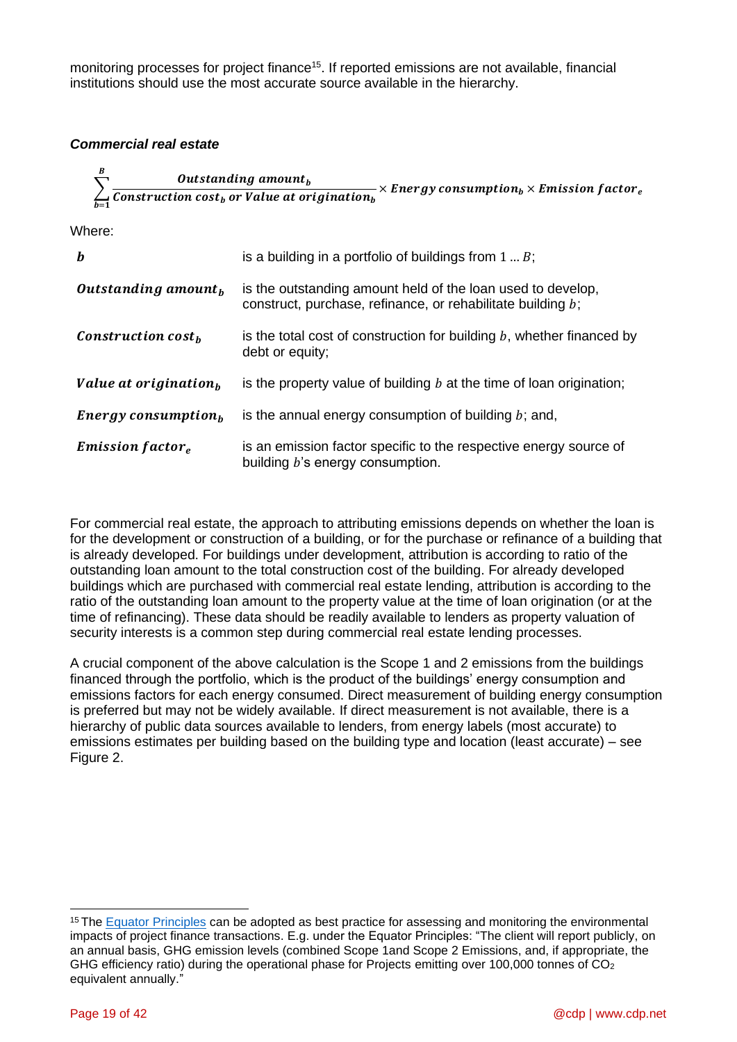monitoring processes for project finance[15]. If reported emissions are not available, financial institutions should use the most accurate source available in the hierarchy.

### *Commercial real estate*

$$\sum_{b=1}^{B} \frac{\boldsymbol{Outstanding\ amount_b}}{\boldsymbol{Construction\ cost_b\ or\ Value\ at\ origination_b}} \times \boldsymbol{Energy\ consumption_b} \times \boldsymbol{Emission\ factor_e}$$

Where:

| | |
|---|---|
| $\boldsymbol{b}$ | is a building in a portfolio of buildings from 1 … $B$; |
| $\boldsymbol{Outstanding\ amount_b}$ | is the outstanding amount held of the loan used to develop, construct, purchase, refinance, or rehabilitate building $b$; |
| $\boldsymbol{Construction\ cost_b}$ | is the total cost of construction for building $b$, whether financed by debt or equity; |
| $\boldsymbol{Value\ at\ origination_b}$ | is the property value of building $b$ at the time of loan origination; |
| $\boldsymbol{Energy\ consumption_b}$ | is the annual energy consumption of building $b$; and, |
| $\boldsymbol{Emission\ factor_e}$ | is an emission factor specific to the respective energy source of building $b$'s energy consumption. |

For commercial real estate, the approach to attributing emissions depends on whether the loan is for the development or construction of a building, or for the purchase or refinance of a building that is already developed. For buildings under development, attribution is according to ratio of the outstanding loan amount to the total construction cost of the building. For already developed buildings which are purchased with commercial real estate lending, attribution is according to the ratio of the outstanding loan amount to the property value at the time of loan origination (or at the time of refinancing). These data should be readily available to lenders as property valuation of security interests is a common step during commercial real estate lending processes.

A crucial component of the above calculation is the Scope 1 and 2 emissions from the buildings financed through the portfolio, which is the product of the buildings' energy consumption and emissions factors for each energy consumed. Direct measurement of building energy consumption is preferred but may not be widely available. If direct measurement is not available, there is a hierarchy of public data sources available to lenders, from energy labels (most accurate) to emissions estimates per building based on the building type and location (least accurate) – see Figure 2.

---

[15] The Equator Principles can be adopted as best practice for assessing and monitoring the environmental impacts of project finance transactions. E.g. under the Equator Principles: "The client will report publicly, on an annual basis, GHG emission levels (combined Scope 1and Scope 2 Emissions, and, if appropriate, the GHG efficiency ratio) during the operational phase for Projects emitting over 100,000 tonnes of $CO_2$ equivalent annually."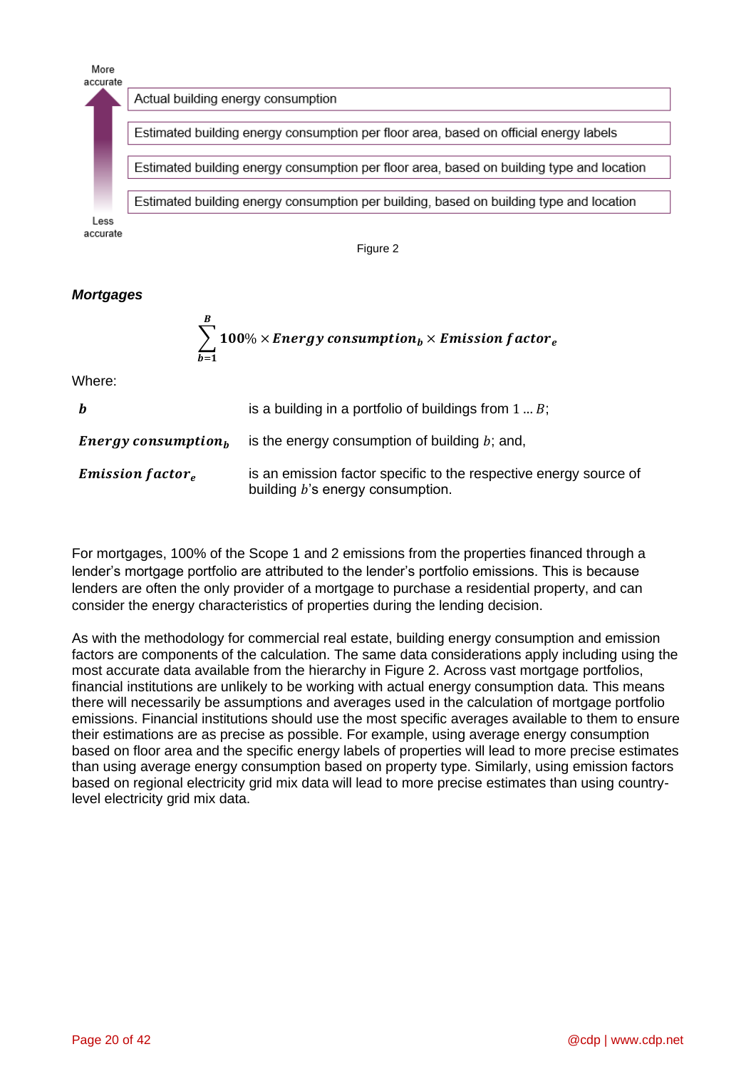More accurate

Actual building energy consumption

Estimated building energy consumption per floor area, based on official energy labels

Estimated building energy consumption per floor area, based on building type and location

Estimated building energy consumption per building, based on building type and location

Less accurate

Figure 2

***Mortgages***

$$\sum_{b=1}^{B} 100\% \times \boldsymbol{Energy\ consumption_b} \times \boldsymbol{Emission\ factor_e}$$

Where:

| | |
|---|---|
| $\boldsymbol{b}$ | is a building in a portfolio of buildings from $1 \ldots B$; |
| $\boldsymbol{Energy\ consumption_b}$ | is the energy consumption of building $b$; and, |
| $\boldsymbol{Emission\ factor_e}$ | is an emission factor specific to the respective energy source of building $b$'s energy consumption. |

For mortgages, 100% of the Scope 1 and 2 emissions from the properties financed through a lender's mortgage portfolio are attributed to the lender's portfolio emissions. This is because lenders are often the only provider of a mortgage to purchase a residential property, and can consider the energy characteristics of properties during the lending decision.

As with the methodology for commercial real estate, building energy consumption and emission factors are components of the calculation. The same data considerations apply including using the most accurate data available from the hierarchy in Figure 2. Across vast mortgage portfolios, financial institutions are unlikely to be working with actual energy consumption data. This means there will necessarily be assumptions and averages used in the calculation of mortgage portfolio emissions. Financial institutions should use the most specific averages available to them to ensure their estimations are as precise as possible. For example, using average energy consumption based on floor area and the specific energy labels of properties will lead to more precise estimates than using average energy consumption based on property type. Similarly, using emission factors based on regional electricity grid mix data will lead to more precise estimates than using country-level electricity grid mix data.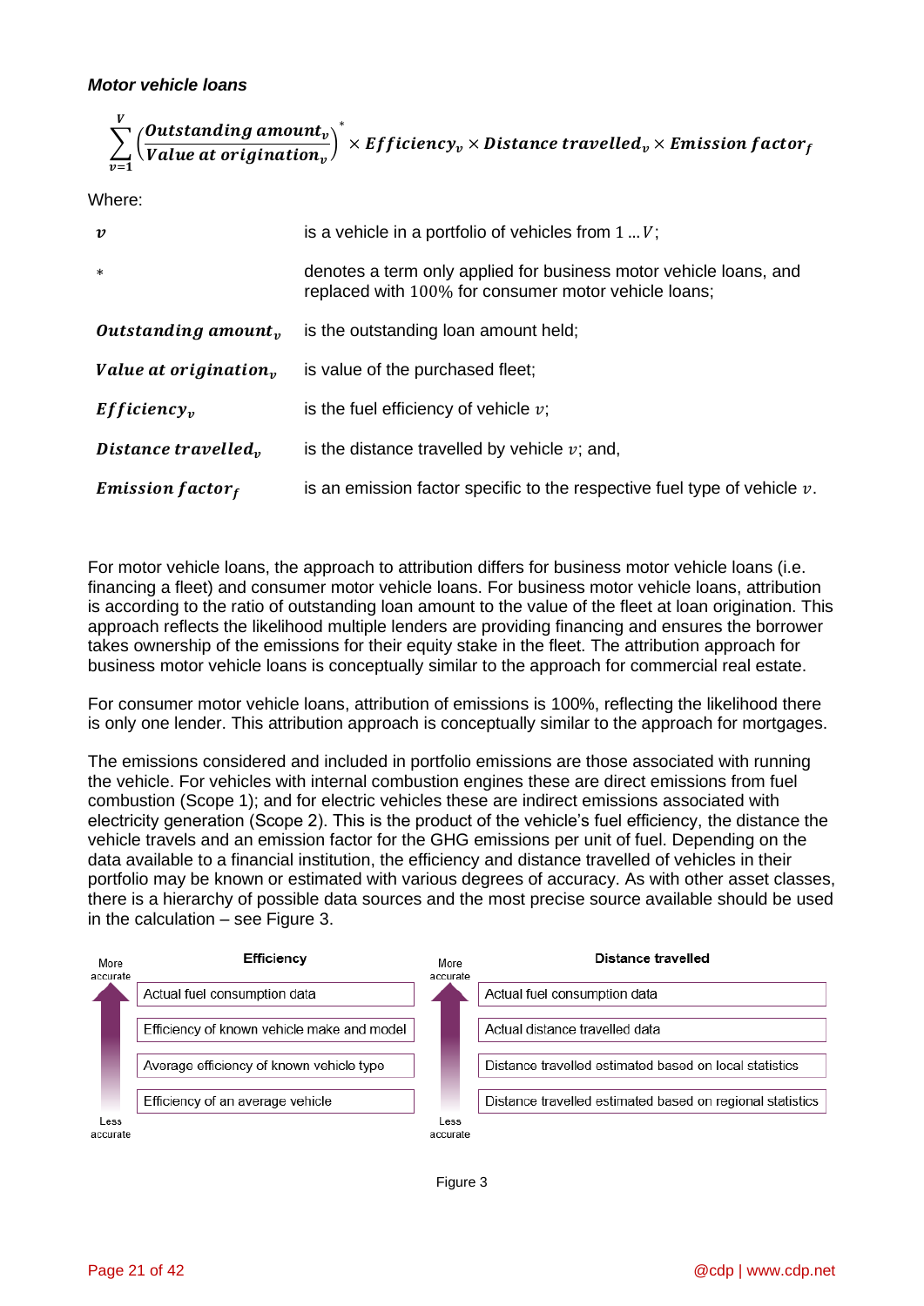***Motor vehicle loans***

$$\sum_{v=1}^{V} \left( \frac{\boldsymbol{Outstanding\ amount_v}}{\boldsymbol{Value\ at\ origination_v}} \right)^{*} \times \boldsymbol{Efficiency_v} \times \boldsymbol{Distance\ travelled_v} \times \boldsymbol{Emission\ factor_f}$$

Where:

| | |
|---|---|
| $\boldsymbol{v}$ | is a vehicle in a portfolio of vehicles from $1 \ldots V$; |
| $*$ | denotes a term only applied for business motor vehicle loans, and replaced with $100\%$ for consumer motor vehicle loans; |
| $\boldsymbol{Outstanding\ amount_v}$ | is the outstanding loan amount held; |
| $\boldsymbol{Value\ at\ origination_v}$ | is value of the purchased fleet; |
| $\boldsymbol{Efficiency_v}$ | is the fuel efficiency of vehicle $v$; |
| $\boldsymbol{Distance\ travelled_v}$ | is the distance travelled by vehicle $v$; and, |
| $\boldsymbol{Emission\ factor_f}$ | is an emission factor specific to the respective fuel type of vehicle $v$. |

For motor vehicle loans, the approach to attribution differs for business motor vehicle loans (i.e. financing a fleet) and consumer motor vehicle loans. For business motor vehicle loans, attribution is according to the ratio of outstanding loan amount to the value of the fleet at loan origination. This approach reflects the likelihood multiple lenders are providing financing and ensures the borrower takes ownership of the emissions for their equity stake in the fleet. The attribution approach for business motor vehicle loans is conceptually similar to the approach for commercial real estate.

For consumer motor vehicle loans, attribution of emissions is 100%, reflecting the likelihood there is only one lender. This attribution approach is conceptually similar to the approach for mortgages.

The emissions considered and included in portfolio emissions are those associated with running the vehicle. For vehicles with internal combustion engines these are direct emissions from fuel combustion (Scope 1); and for electric vehicles these are indirect emissions associated with electricity generation (Scope 2). This is the product of the vehicle's fuel efficiency, the distance the vehicle travels and an emission factor for the GHG emissions per unit of fuel. Depending on the data available to a financial institution, the efficiency and distance travelled of vehicles in their portfolio may be known or estimated with various degrees of accuracy. As with other asset classes, there is a hierarchy of possible data sources and the most precise source available should be used in the calculation – see Figure 3.

| Accuracy | Efficiency | Distance travelled |
|---|---|---|
| More accurate | Actual fuel consumption data | Actual fuel consumption data |
| | Efficiency of known vehicle make and model | Actual distance travelled data |
| | Average efficiency of known vehicle type | Distance travelled estimated based on local statistics |
| Less accurate | Efficiency of an average vehicle | Distance travelled estimated based on regional statistics |

Figure 3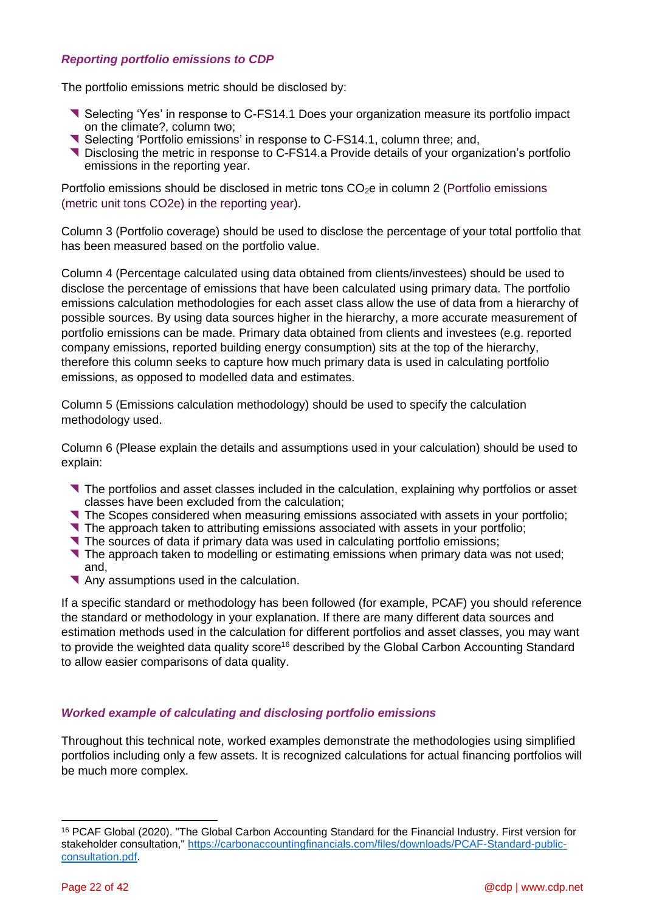### *Reporting portfolio emissions to CDP*

The portfolio emissions metric should be disclosed by:

- Selecting 'Yes' in response to C-FS14.1 Does your organization measure its portfolio impact on the climate?, column two;
- Selecting 'Portfolio emissions' in response to C-FS14.1, column three; and,
- Disclosing the metric in response to C-FS14.a Provide details of your organization's portfolio emissions in the reporting year.

Portfolio emissions should be disclosed in metric tons $CO_2e$ in column 2 (Portfolio emissions (metric unit tons CO2e) in the reporting year).

Column 3 (Portfolio coverage) should be used to disclose the percentage of your total portfolio that has been measured based on the portfolio value.

Column 4 (Percentage calculated using data obtained from clients/investees) should be used to disclose the percentage of emissions that have been calculated using primary data. The portfolio emissions calculation methodologies for each asset class allow the use of data from a hierarchy of possible sources. By using data sources higher in the hierarchy, a more accurate measurement of portfolio emissions can be made. Primary data obtained from clients and investees (e.g. reported company emissions, reported building energy consumption) sits at the top of the hierarchy, therefore this column seeks to capture how much primary data is used in calculating portfolio emissions, as opposed to modelled data and estimates.

Column 5 (Emissions calculation methodology) should be used to specify the calculation methodology used.

Column 6 (Please explain the details and assumptions used in your calculation) should be used to explain:

- The portfolios and asset classes included in the calculation, explaining why portfolios or asset classes have been excluded from the calculation;
- The Scopes considered when measuring emissions associated with assets in your portfolio;
- The approach taken to attributing emissions associated with assets in your portfolio;
- The sources of data if primary data was used in calculating portfolio emissions;
- The approach taken to modelling or estimating emissions when primary data was not used; and,
- Any assumptions used in the calculation.

If a specific standard or methodology has been followed (for example, PCAF) you should reference the standard or methodology in your explanation. If there are many different data sources and estimation methods used in the calculation for different portfolios and asset classes, you may want to provide the weighted data quality score[16] described by the Global Carbon Accounting Standard to allow easier comparisons of data quality.

### *Worked example of calculating and disclosing portfolio emissions*

Throughout this technical note, worked examples demonstrate the methodologies using simplified portfolios including only a few assets. It is recognized calculations for actual financing portfolios will be much more complex.

[16] PCAF Global (2020). "The Global Carbon Accounting Standard for the Financial Industry. First version for stakeholder consultation," https://carbonaccountingfinancials.com/files/downloads/PCAF-Standard-public-consultation.pdf.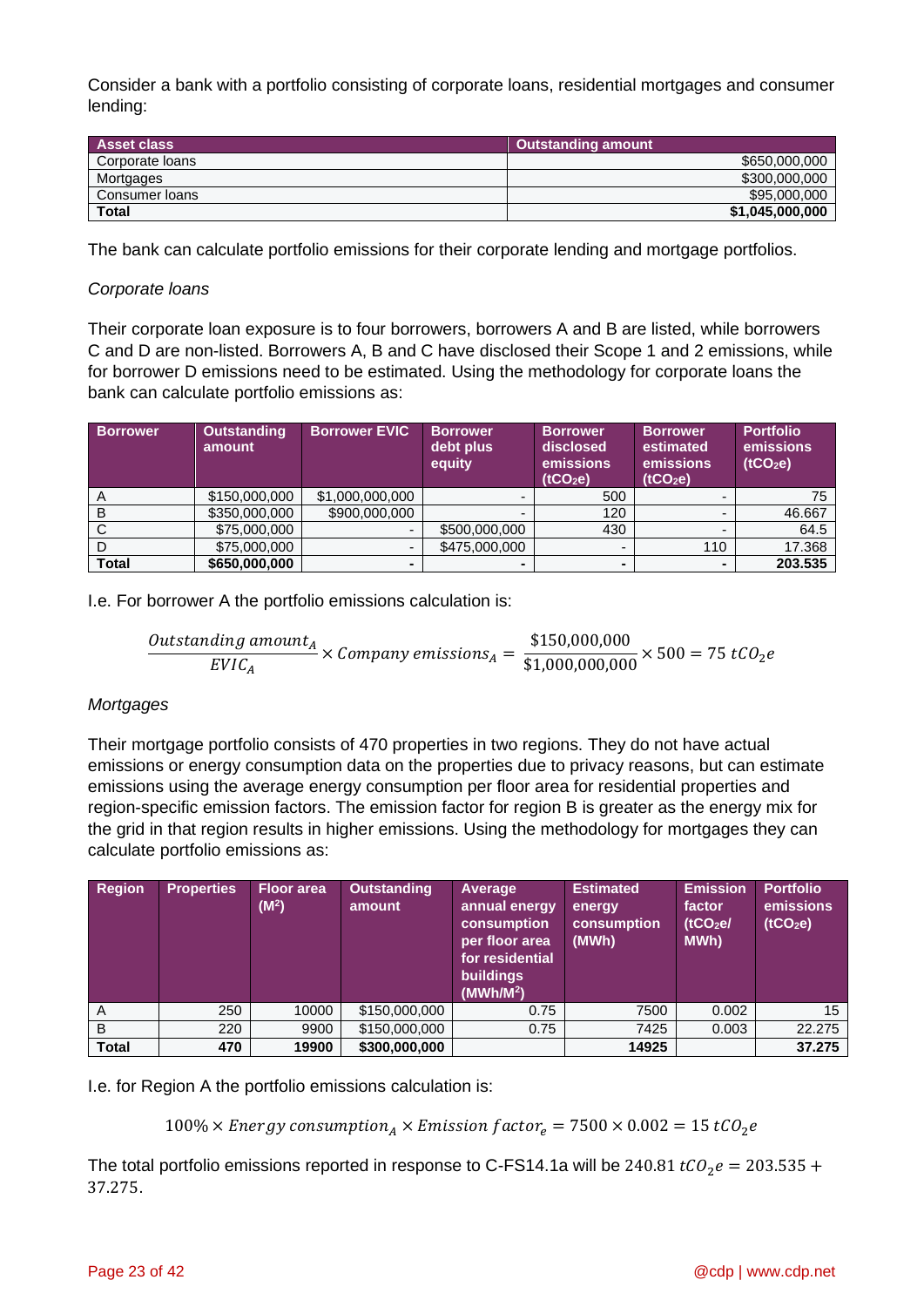Consider a bank with a portfolio consisting of corporate loans, residential mortgages and consumer lending:

| Asset class | Outstanding amount |
|---|---|
| Corporate loans | $650,000,000 |
| Mortgages | $300,000,000 |
| Consumer loans | $95,000,000 |
| **Total** | **$1,045,000,000** |

The bank can calculate portfolio emissions for their corporate lending and mortgage portfolios.

*Corporate loans*

Their corporate loan exposure is to four borrowers, borrowers A and B are listed, while borrowers C and D are non-listed. Borrowers A, B and C have disclosed their Scope 1 and 2 emissions, while for borrower D emissions need to be estimated. Using the methodology for corporate loans the bank can calculate portfolio emissions as:

| Borrower | Outstanding amount | Borrower EVIC | Borrower debt plus equity | Borrower disclosed emissions ($tCO_2e$) | Borrower estimated emissions ($tCO_2e$) | Portfolio emissions ($tCO_2e$) |
|---|---|---|---|---|---|---|
| A | $150,000,000 | $1,000,000,000 | - | 500 | - | 75 |
| B | $350,000,000 | $900,000,000 | - | 120 | - | 46.667 |
| C | $75,000,000 | - | $500,000,000 | 430 | - | 64.5 |
| D | $75,000,000 | - | $475,000,000 | - | 110 | 17.368 |
| **Total** | **$650,000,000** | **-** | **-** | **-** | **-** | **203.535** |

I.e. For borrower A the portfolio emissions calculation is:

$$\frac{Outstanding\ amount_A}{EVIC_A} \times Company\ emissions_A = \frac{\$150{,}000{,}000}{\$1{,}000{,}000{,}000} \times 500 = 75\ tCO_2e$$

*Mortgages*

Their mortgage portfolio consists of 470 properties in two regions. They do not have actual emissions or energy consumption data on the properties due to privacy reasons, but can estimate emissions using the average energy consumption per floor area for residential properties and region-specific emission factors. The emission factor for region B is greater as the energy mix for the grid in that region results in higher emissions. Using the methodology for mortgages they can calculate portfolio emissions as:

| Region | Properties | Floor area ($M^2$) | Outstanding amount | Average annual energy consumption per floor area for residential buildings ($MWh/M^2$) | Estimated energy consumption (MWh) | Emission factor ($tCO_2e$/ MWh) | Portfolio emissions ($tCO_2e$) |
|---|---|---|---|---|---|---|---|
| A | 250 | 10000 | $150,000,000 | 0.75 | 7500 | 0.002 | 15 |
| B | 220 | 9900 | $150,000,000 | 0.75 | 7425 | 0.003 | 22.275 |
| **Total** | **470** | **19900** | **$300,000,000** | | **14925** | | **37.275** |

I.e. for Region A the portfolio emissions calculation is:

$$100\% \times Energy\ consumption_A \times Emission\ factor_e = 7500 \times 0.002 = 15\ tCO_2e$$

The total portfolio emissions reported in response to C-FS14.1a will be $240.81\ tCO_2e = 203.535 + 37.275$.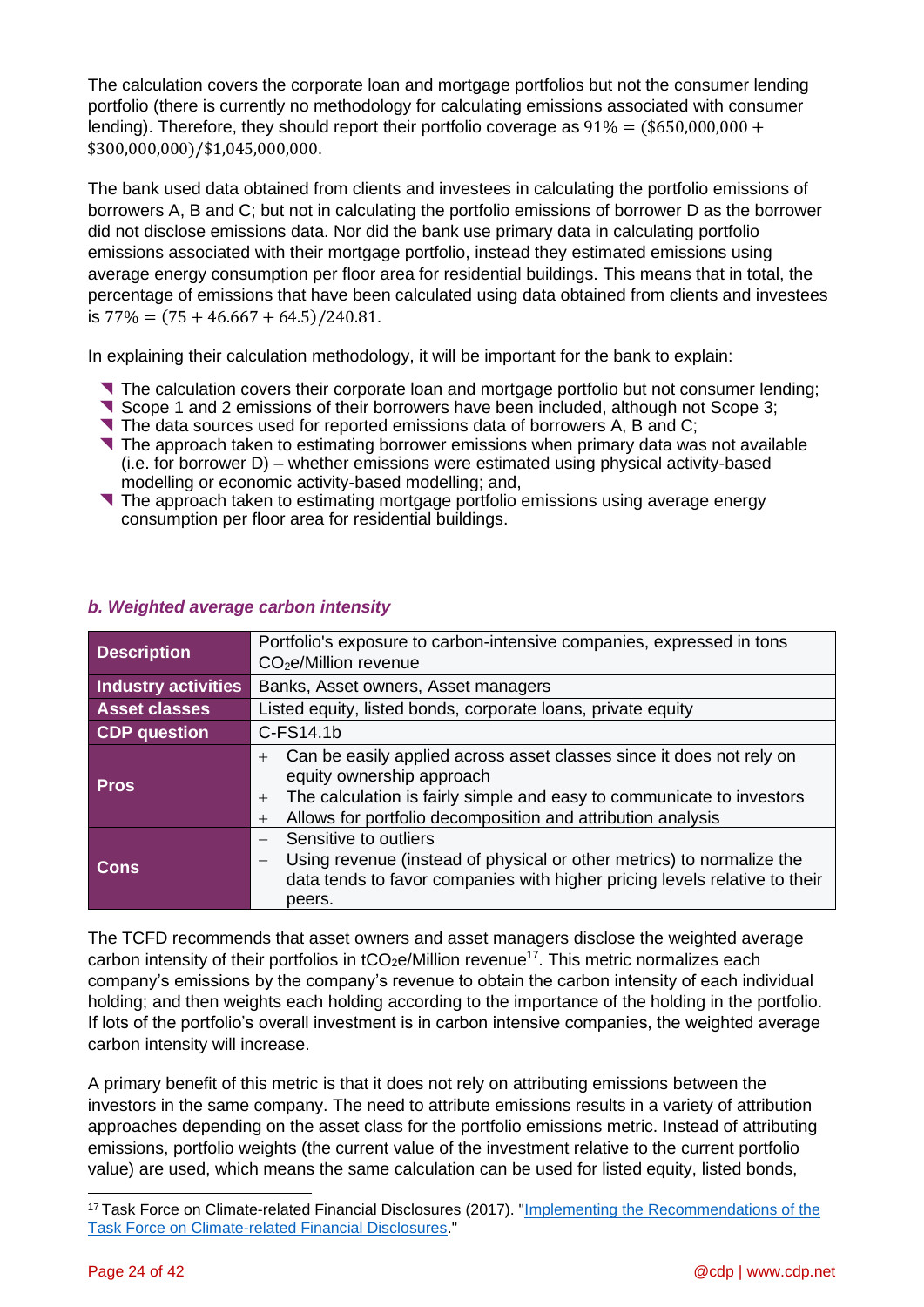The calculation covers the corporate loan and mortgage portfolios but not the consumer lending portfolio (there is currently no methodology for calculating emissions associated with consumer lending). Therefore, they should report their portfolio coverage as $91\% = (\$650{,}000{,}000 + \$300{,}000{,}000)/\$1{,}045{,}000{,}000$.

The bank used data obtained from clients and investees in calculating the portfolio emissions of borrowers A, B and C; but not in calculating the portfolio emissions of borrower D as the borrower did not disclose emissions data. Nor did the bank use primary data in calculating portfolio emissions associated with their mortgage portfolio, instead they estimated emissions using average energy consumption per floor area for residential buildings. This means that in total, the percentage of emissions that have been calculated using data obtained from clients and investees is $77\% = (75 + 46.667 + 64.5)/240.81$.

In explaining their calculation methodology, it will be important for the bank to explain:

- The calculation covers their corporate loan and mortgage portfolio but not consumer lending;
- Scope 1 and 2 emissions of their borrowers have been included, although not Scope 3;
- The data sources used for reported emissions data of borrowers A, B and C;
- The approach taken to estimating borrower emissions when primary data was not available (i.e. for borrower D) – whether emissions were estimated using physical activity-based modelling or economic activity-based modelling; and,
- The approach taken to estimating mortgage portfolio emissions using average energy consumption per floor area for residential buildings.

### *b. Weighted average carbon intensity*

| | |
|---|---|
| **Description** | Portfolio's exposure to carbon-intensive companies, expressed in tons $CO_2$e/Million revenue |
| **Industry activities** | Banks, Asset owners, Asset managers |
| **Asset classes** | Listed equity, listed bonds, corporate loans, private equity |
| **CDP question** | C-FS14.1b |
| **Pros** | + Can be easily applied across asset classes since it does not rely on equity ownership approach<br>+ The calculation is fairly simple and easy to communicate to investors<br>+ Allows for portfolio decomposition and attribution analysis |
| **Cons** | − Sensitive to outliers<br>− Using revenue (instead of physical or other metrics) to normalize the data tends to favor companies with higher pricing levels relative to their peers. |

The TCFD recommends that asset owners and asset managers disclose the weighted average carbon intensity of their portfolios in $tCO_2$e/Million revenue[17]. This metric normalizes each company's emissions by the company's revenue to obtain the carbon intensity of each individual holding; and then weights each holding according to the importance of the holding in the portfolio. If lots of the portfolio's overall investment is in carbon intensive companies, the weighted average carbon intensity will increase.

A primary benefit of this metric is that it does not rely on attributing emissions between the investors in the same company. The need to attribute emissions results in a variety of attribution approaches depending on the asset class for the portfolio emissions metric. Instead of attributing emissions, portfolio weights (the current value of the investment relative to the current portfolio value) are used, which means the same calculation can be used for listed equity, listed bonds,

[17] Task Force on Climate-related Financial Disclosures (2017). "Implementing the Recommendations of the Task Force on Climate-related Financial Disclosures."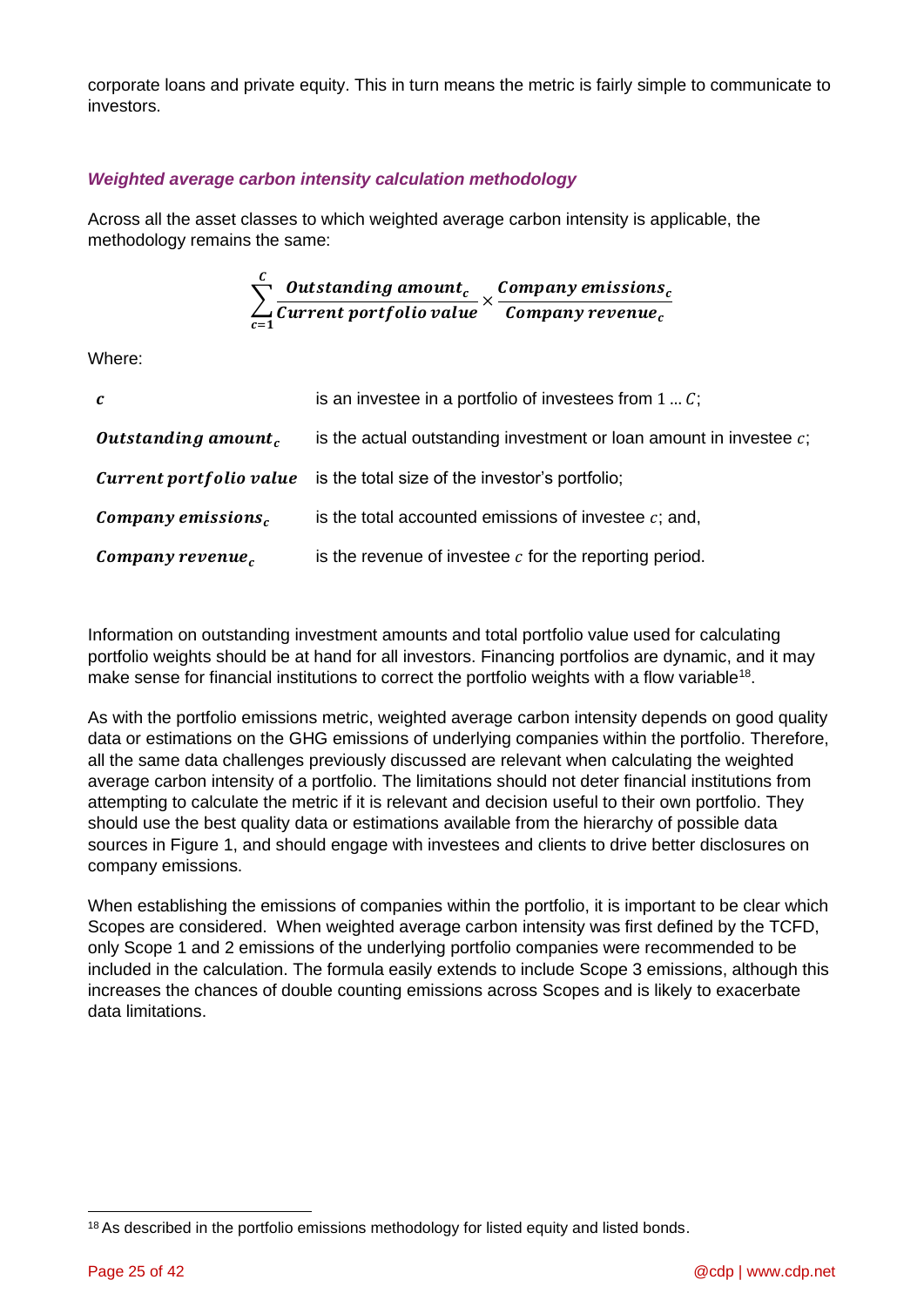corporate loans and private equity. This in turn means the metric is fairly simple to communicate to investors.

### *Weighted average carbon intensity calculation methodology*

Across all the asset classes to which weighted average carbon intensity is applicable, the methodology remains the same:

$$\sum_{c=1}^{C} \frac{\boldsymbol{Outstanding\ amount_c}}{\boldsymbol{Current\ portfolio\ value}} \times \frac{\boldsymbol{Company\ emissions_c}}{\boldsymbol{Company\ revenue_c}}$$

Where:

| | |
|---|---|
| $\boldsymbol{c}$ | is an investee in a portfolio of investees from $1 \ldots C$; |
| $\boldsymbol{Outstanding\ amount_c}$ | is the actual outstanding investment or loan amount in investee $c$; |
| $\boldsymbol{Current\ portfolio\ value}$ | is the total size of the investor's portfolio; |
| $\boldsymbol{Company\ emissions_c}$ | is the total accounted emissions of investee $c$; and, |
| $\boldsymbol{Company\ revenue_c}$ | is the revenue of investee $c$ for the reporting period. |

Information on outstanding investment amounts and total portfolio value used for calculating portfolio weights should be at hand for all investors. Financing portfolios are dynamic, and it may make sense for financial institutions to correct the portfolio weights with a flow variable[18].

As with the portfolio emissions metric, weighted average carbon intensity depends on good quality data or estimations on the GHG emissions of underlying companies within the portfolio. Therefore, all the same data challenges previously discussed are relevant when calculating the weighted average carbon intensity of a portfolio. The limitations should not deter financial institutions from attempting to calculate the metric if it is relevant and decision useful to their own portfolio. They should use the best quality data or estimations available from the hierarchy of possible data sources in Figure 1, and should engage with investees and clients to drive better disclosures on company emissions.

When establishing the emissions of companies within the portfolio, it is important to be clear which Scopes are considered. When weighted average carbon intensity was first defined by the TCFD, only Scope 1 and 2 emissions of the underlying portfolio companies were recommended to be included in the calculation. The formula easily extends to include Scope 3 emissions, although this increases the chances of double counting emissions across Scopes and is likely to exacerbate data limitations.

[18] As described in the portfolio emissions methodology for listed equity and listed bonds.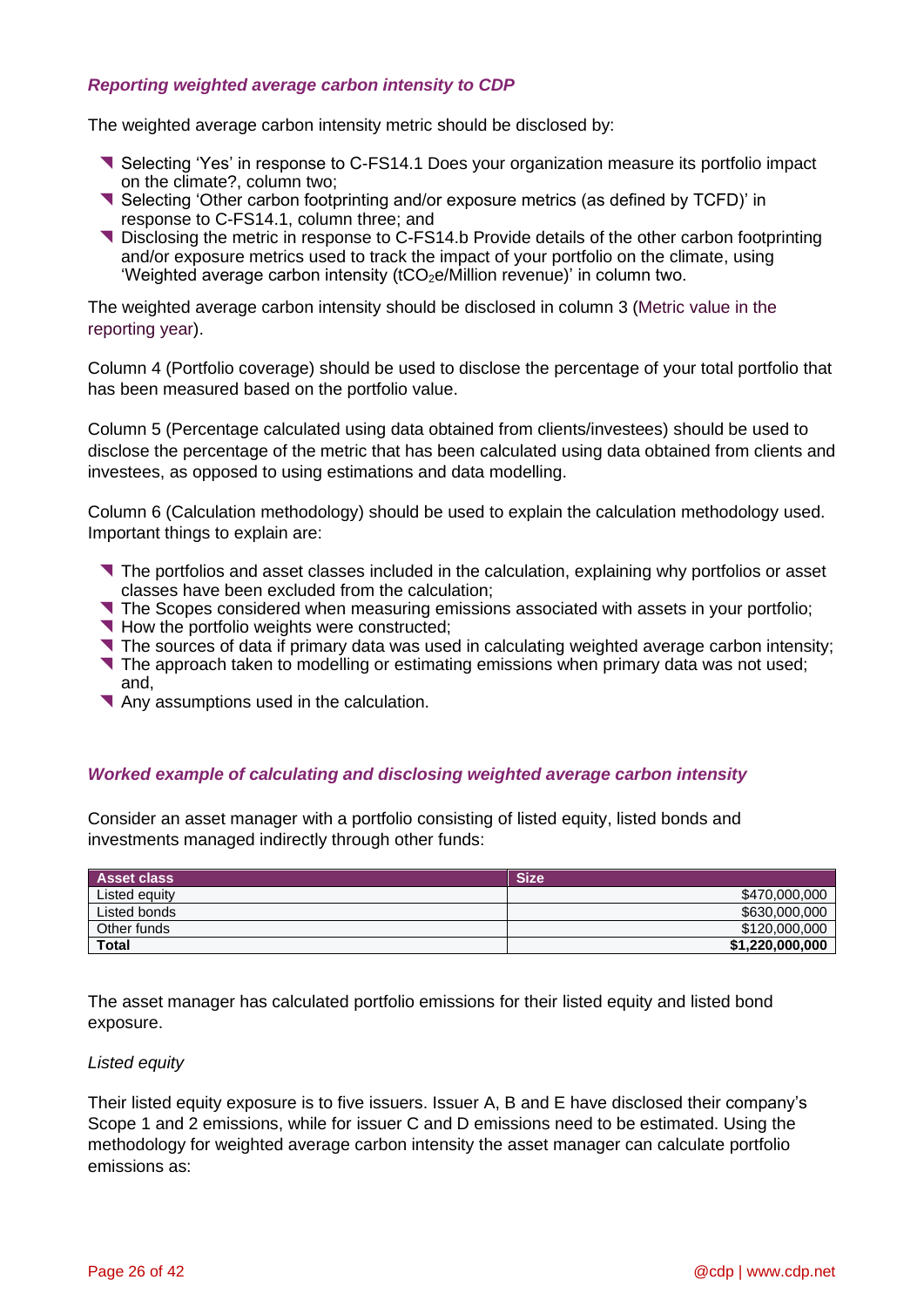### *Reporting weighted average carbon intensity to CDP*

The weighted average carbon intensity metric should be disclosed by:

- Selecting 'Yes' in response to C-FS14.1 Does your organization measure its portfolio impact on the climate?, column two;
- Selecting 'Other carbon footprinting and/or exposure metrics (as defined by TCFD)' in response to C-FS14.1, column three; and
- Disclosing the metric in response to C-FS14.b Provide details of the other carbon footprinting and/or exposure metrics used to track the impact of your portfolio on the climate, using 'Weighted average carbon intensity ($tCO_2e$/Million revenue)' in column two.

The weighted average carbon intensity should be disclosed in column 3 (Metric value in the reporting year).

Column 4 (Portfolio coverage) should be used to disclose the percentage of your total portfolio that has been measured based on the portfolio value.

Column 5 (Percentage calculated using data obtained from clients/investees) should be used to disclose the percentage of the metric that has been calculated using data obtained from clients and investees, as opposed to using estimations and data modelling.

Column 6 (Calculation methodology) should be used to explain the calculation methodology used. Important things to explain are:

- The portfolios and asset classes included in the calculation, explaining why portfolios or asset classes have been excluded from the calculation;
- The Scopes considered when measuring emissions associated with assets in your portfolio;
- How the portfolio weights were constructed;
- The sources of data if primary data was used in calculating weighted average carbon intensity;
- The approach taken to modelling or estimating emissions when primary data was not used; and,
- Any assumptions used in the calculation.

### *Worked example of calculating and disclosing weighted average carbon intensity*

Consider an asset manager with a portfolio consisting of listed equity, listed bonds and investments managed indirectly through other funds:

| Asset class | Size |
|---|---:|
| Listed equity | $470,000,000 |
| Listed bonds | $630,000,000 |
| Other funds | $120,000,000 |
| **Total** | **$1,220,000,000** |

The asset manager has calculated portfolio emissions for their listed equity and listed bond exposure.

*Listed equity*

Their listed equity exposure is to five issuers. Issuer A, B and E have disclosed their company's Scope 1 and 2 emissions, while for issuer C and D emissions need to be estimated. Using the methodology for weighted average carbon intensity the asset manager can calculate portfolio emissions as: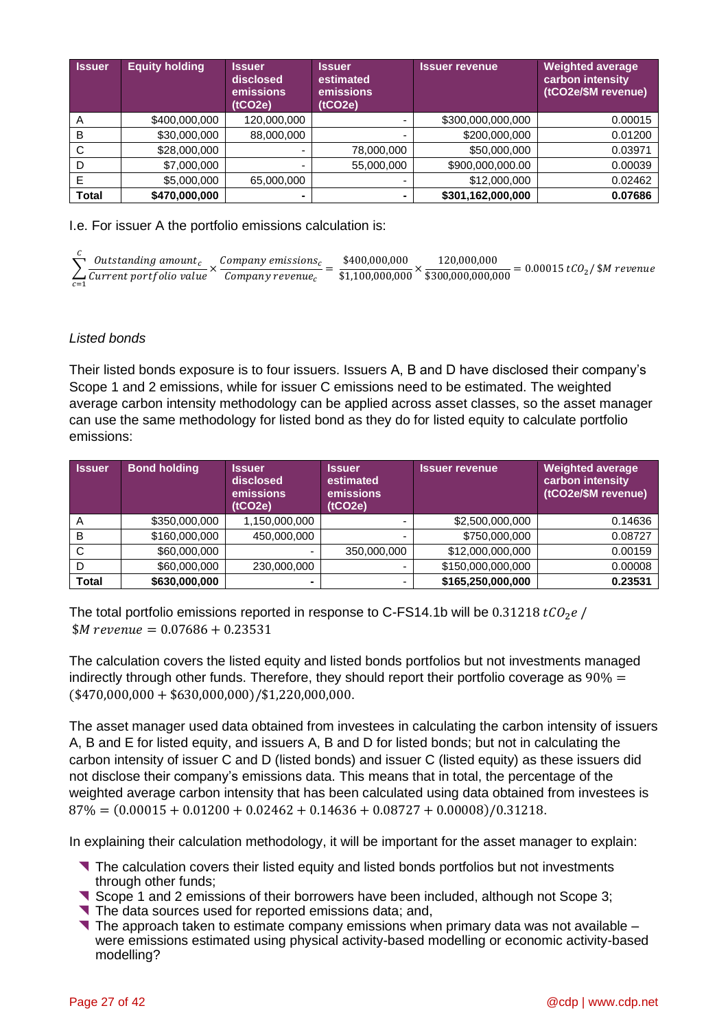| Issuer | Equity holding | Issuer disclosed emissions (tCO2e) | Issuer estimated emissions (tCO2e) | Issuer revenue | Weighted average carbon intensity (tCO2e/$M revenue) |
|---|---|---|---|---|---|
| A | $400,000,000 | 120,000,000 | - | $300,000,000,000 | 0.00015 |
| B | $30,000,000 | 88,000,000 | - | $200,000,000 | 0.01200 |
| C | $28,000,000 | - | 78,000,000 | $50,000,000 | 0.03971 |
| D | $7,000,000 | - | 55,000,000 | $900,000,000.00 | 0.00039 |
| E | $5,000,000 | 65,000,000 | - | $12,000,000 | 0.02462 |
| **Total** | **$470,000,000** | **-** | **-** | **$301,162,000,000** | **0.07686** |

I.e. For issuer A the portfolio emissions calculation is:

$$\sum_{c=1}^{C} \frac{Outstanding\ amount_c}{Current\ portfolio\ value} \times \frac{Company\ emissions_c}{Company\ revenue_c} = \frac{\$400{,}000{,}000}{\$1{,}100{,}000{,}000} \times \frac{120{,}000{,}000}{\$300{,}000{,}000{,}000} = 0.00015\ tCO_2/\ \$M\ revenue$$

*Listed bonds*

Their listed bonds exposure is to four issuers. Issuers A, B and D have disclosed their company's Scope 1 and 2 emissions, while for issuer C emissions need to be estimated. The weighted average carbon intensity methodology can be applied across asset classes, so the asset manager can use the same methodology for listed bond as they do for listed equity to calculate portfolio emissions:

| Issuer | Bond holding | Issuer disclosed emissions (tCO2e) | Issuer estimated emissions (tCO2e) | Issuer revenue | Weighted average carbon intensity (tCO2e/$M revenue) |
|---|---|---|---|---|---|
| A | $350,000,000 | 1,150,000,000 | - | $2,500,000,000 | 0.14636 |
| B | $160,000,000 | 450,000,000 | - | $750,000,000 | 0.08727 |
| C | $60,000,000 | - | 350,000,000 | $12,000,000,000 | 0.00159 |
| D | $60,000,000 | 230,000,000 | - | $150,000,000,000 | 0.00008 |
| **Total** | **$630,000,000** | **-** | **-** | **$165,250,000,000** | **0.23531** |

The total portfolio emissions reported in response to C-FS14.1b will be $0.31218\ tCO_2e\ /\ \$M\ revenue = 0.07686 + 0.23531$

The calculation covers the listed equity and listed bonds portfolios but not investments managed indirectly through other funds. Therefore, they should report their portfolio coverage as $90\% = (\$470{,}000{,}000 + \$630{,}000{,}000)/\$1{,}220{,}000{,}000$.

The asset manager used data obtained from investees in calculating the carbon intensity of issuers A, B and E for listed equity, and issuers A, B and D for listed bonds; but not in calculating the carbon intensity of issuer C and D (listed bonds) and issuer C (listed equity) as these issuers did not disclose their company's emissions data. This means that in total, the percentage of the weighted average carbon intensity that has been calculated using data obtained from investees is $87\% = (0.00015 + 0.01200 + 0.02462 + 0.14636 + 0.08727 + 0.00008)/0.31218$.

In explaining their calculation methodology, it will be important for the asset manager to explain:

- The calculation covers their listed equity and listed bonds portfolios but not investments through other funds;
- Scope 1 and 2 emissions of their borrowers have been included, although not Scope 3;
- The data sources used for reported emissions data; and,
- The approach taken to estimate company emissions when primary data was not available – were emissions estimated using physical activity-based modelling or economic activity-based modelling?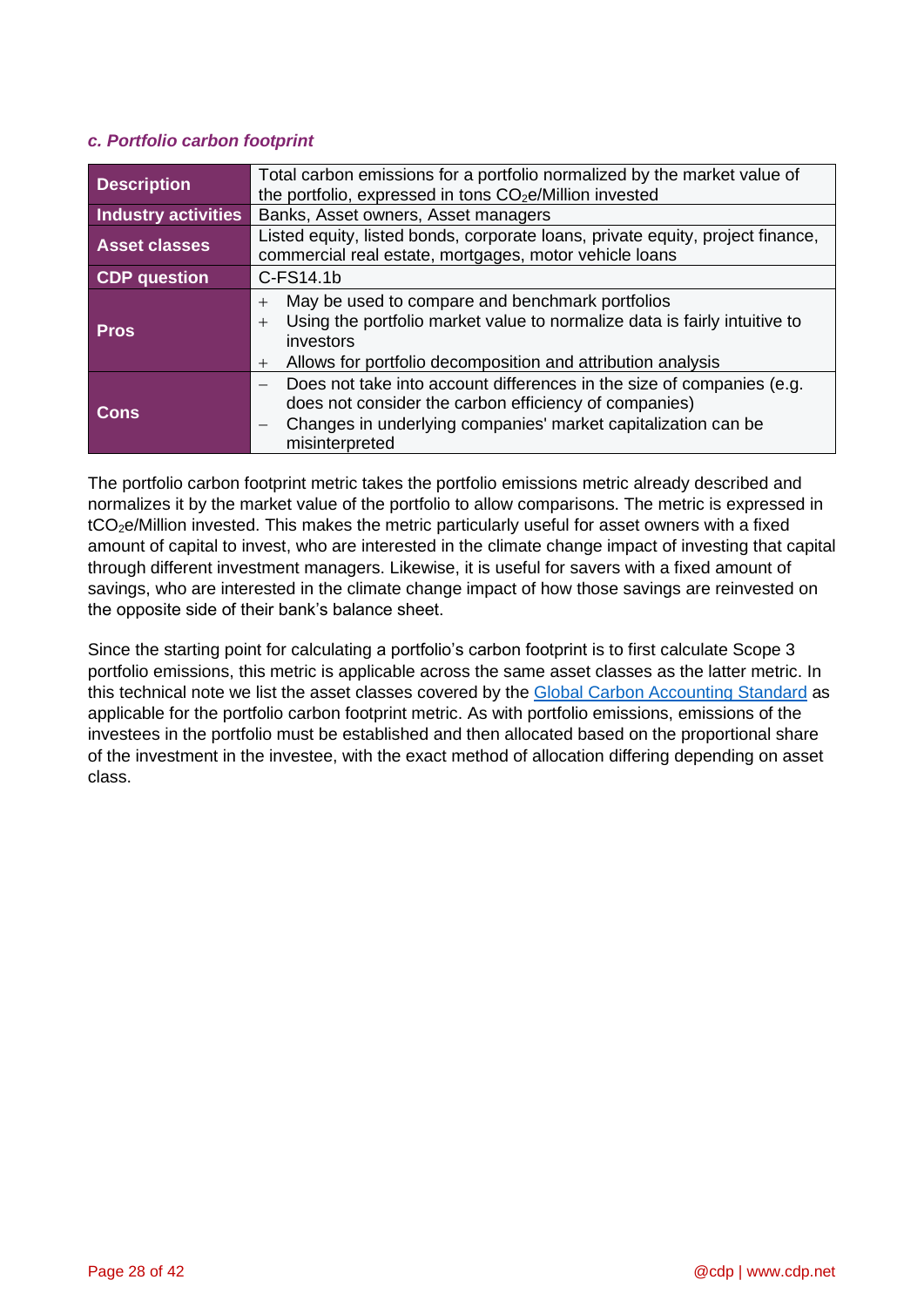### *c. Portfolio carbon footprint*

| | |
|---|---|
| **Description** | Total carbon emissions for a portfolio normalized by the market value of the portfolio, expressed in tons $CO_2$e/Million invested |
| **Industry activities** | Banks, Asset owners, Asset managers |
| **Asset classes** | Listed equity, listed bonds, corporate loans, private equity, project finance, commercial real estate, mortgages, motor vehicle loans |
| **CDP question** | C-FS14.1b |
| **Pros** | + May be used to compare and benchmark portfolios<br>+ Using the portfolio market value to normalize data is fairly intuitive to investors<br>+ Allows for portfolio decomposition and attribution analysis |
| **Cons** | − Does not take into account differences in the size of companies (e.g. does not consider the carbon efficiency of companies)<br>− Changes in underlying companies' market capitalization can be misinterpreted |

The portfolio carbon footprint metric takes the portfolio emissions metric already described and normalizes it by the market value of the portfolio to allow comparisons. The metric is expressed in t$CO_2$e/Million invested. This makes the metric particularly useful for asset owners with a fixed amount of capital to invest, who are interested in the climate change impact of investing that capital through different investment managers. Likewise, it is useful for savers with a fixed amount of savings, who are interested in the climate change impact of how those savings are reinvested on the opposite side of their bank's balance sheet.

Since the starting point for calculating a portfolio's carbon footprint is to first calculate Scope 3 portfolio emissions, this metric is applicable across the same asset classes as the latter metric. In this technical note we list the asset classes covered by the Global Carbon Accounting Standard as applicable for the portfolio carbon footprint metric. As with portfolio emissions, emissions of the investees in the portfolio must be established and then allocated based on the proportional share of the investment in the investee, with the exact method of allocation differing depending on asset class.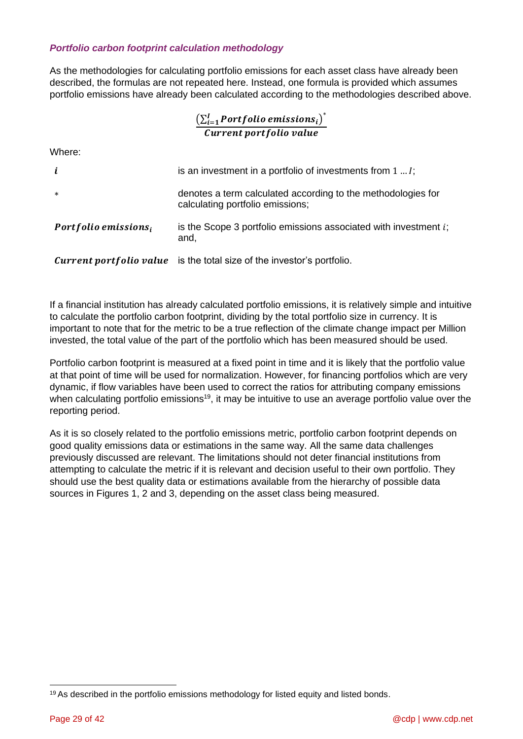***Portfolio carbon footprint calculation methodology***

As the methodologies for calculating portfolio emissions for each asset class have already been described, the formulas are not repeated here. Instead, one formula is provided which assumes portfolio emissions have already been calculated according to the methodologies described above.

$$\frac{\left(\sum_{i=1}^{I} \boldsymbol{Portfolio\ emissions_i}\right)^{*}}{\boldsymbol{Current\ portfolio\ value}}$$

Where:

| | |
|---|---|
| $\boldsymbol{i}$ | is an investment in a portfolio of investments from $1 \ldots I$; |
| $*$ | denotes a term calculated according to the methodologies for calculating portfolio emissions; |
| $\boldsymbol{Portfolio\ emissions_i}$ | is the Scope 3 portfolio emissions associated with investment $i$; and, |
| $\boldsymbol{Current\ portfolio\ value}$ | is the total size of the investor's portfolio. |

If a financial institution has already calculated portfolio emissions, it is relatively simple and intuitive to calculate the portfolio carbon footprint, dividing by the total portfolio size in currency. It is important to note that for the metric to be a true reflection of the climate change impact per Million invested, the total value of the part of the portfolio which has been measured should be used.

Portfolio carbon footprint is measured at a fixed point in time and it is likely that the portfolio value at that point of time will be used for normalization. However, for financing portfolios which are very dynamic, if flow variables have been used to correct the ratios for attributing company emissions when calculating portfolio emissions[19], it may be intuitive to use an average portfolio value over the reporting period.

As it is so closely related to the portfolio emissions metric, portfolio carbon footprint depends on good quality emissions data or estimations in the same way. All the same data challenges previously discussed are relevant. The limitations should not deter financial institutions from attempting to calculate the metric if it is relevant and decision useful to their own portfolio. They should use the best quality data or estimations available from the hierarchy of possible data sources in Figures 1, 2 and 3, depending on the asset class being measured.

[19] As described in the portfolio emissions methodology for listed equity and listed bonds.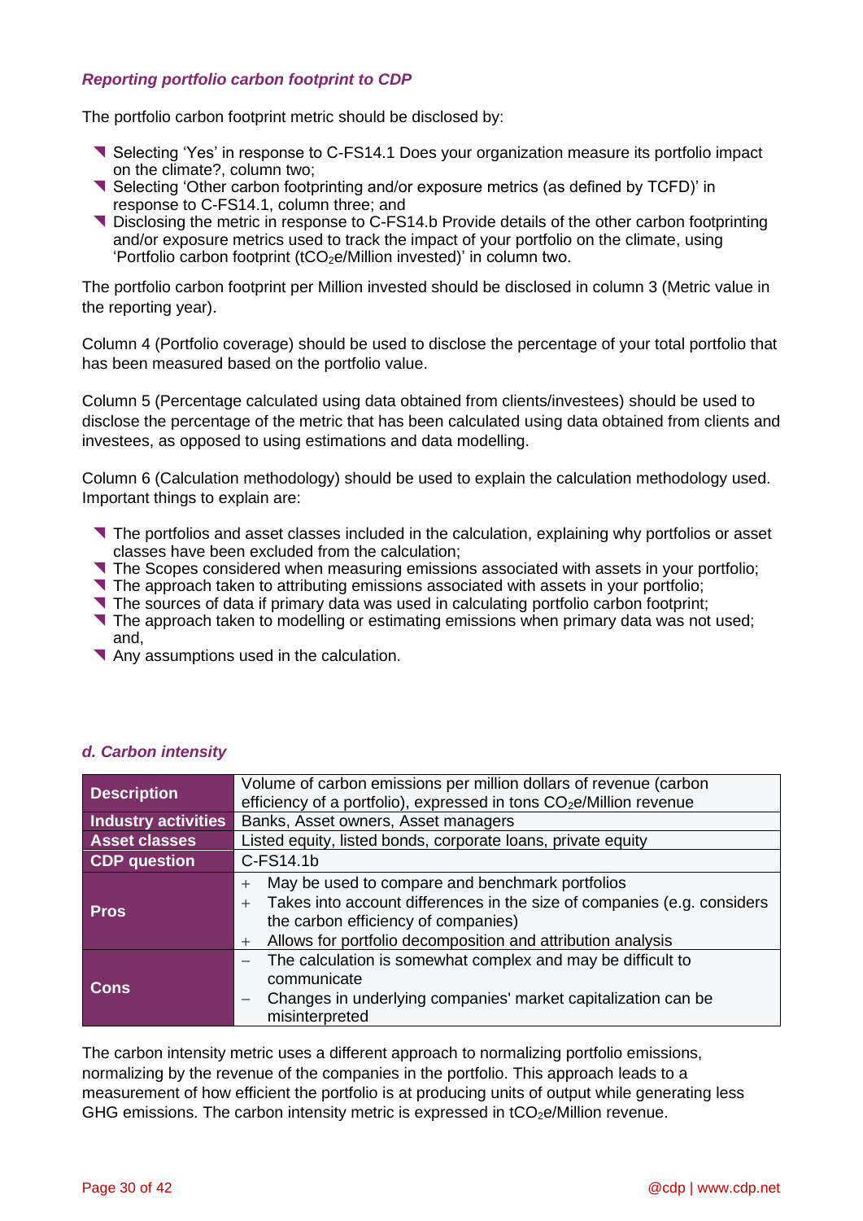### *Reporting portfolio carbon footprint to CDP*

The portfolio carbon footprint metric should be disclosed by:

- Selecting 'Yes' in response to C-FS14.1 Does your organization measure its portfolio impact on the climate?, column two;
- Selecting 'Other carbon footprinting and/or exposure metrics (as defined by TCFD)' in response to C-FS14.1, column three; and
- Disclosing the metric in response to C-FS14.b Provide details of the other carbon footprinting and/or exposure metrics used to track the impact of your portfolio on the climate, using 'Portfolio carbon footprint (t$CO_2$e/Million invested)' in column two.

The portfolio carbon footprint per Million invested should be disclosed in column 3 (Metric value in the reporting year).

Column 4 (Portfolio coverage) should be used to disclose the percentage of your total portfolio that has been measured based on the portfolio value.

Column 5 (Percentage calculated using data obtained from clients/investees) should be used to disclose the percentage of the metric that has been calculated using data obtained from clients and investees, as opposed to using estimations and data modelling.

Column 6 (Calculation methodology) should be used to explain the calculation methodology used. Important things to explain are:

- The portfolios and asset classes included in the calculation, explaining why portfolios or asset classes have been excluded from the calculation;
- The Scopes considered when measuring emissions associated with assets in your portfolio;
- The approach taken to attributing emissions associated with assets in your portfolio;
- The sources of data if primary data was used in calculating portfolio carbon footprint;
- The approach taken to modelling or estimating emissions when primary data was not used; and,
- Any assumptions used in the calculation.

### *d. Carbon intensity*

| | |
|---|---|
| **Description** | Volume of carbon emissions per million dollars of revenue (carbon efficiency of a portfolio), expressed in tons $CO_2$e/Million revenue |
| **Industry activities** | Banks, Asset owners, Asset managers |
| **Asset classes** | Listed equity, listed bonds, corporate loans, private equity |
| **CDP question** | C-FS14.1b |
| **Pros** | + May be used to compare and benchmark portfolios<br>+ Takes into account differences in the size of companies (e.g. considers the carbon efficiency of companies)<br>+ Allows for portfolio decomposition and attribution analysis |
| **Cons** | − The calculation is somewhat complex and may be difficult to communicate<br>− Changes in underlying companies' market capitalization can be misinterpreted |

The carbon intensity metric uses a different approach to normalizing portfolio emissions, normalizing by the revenue of the companies in the portfolio. This approach leads to a measurement of how efficient the portfolio is at producing units of output while generating less GHG emissions. The carbon intensity metric is expressed in t$CO_2$e/Million revenue.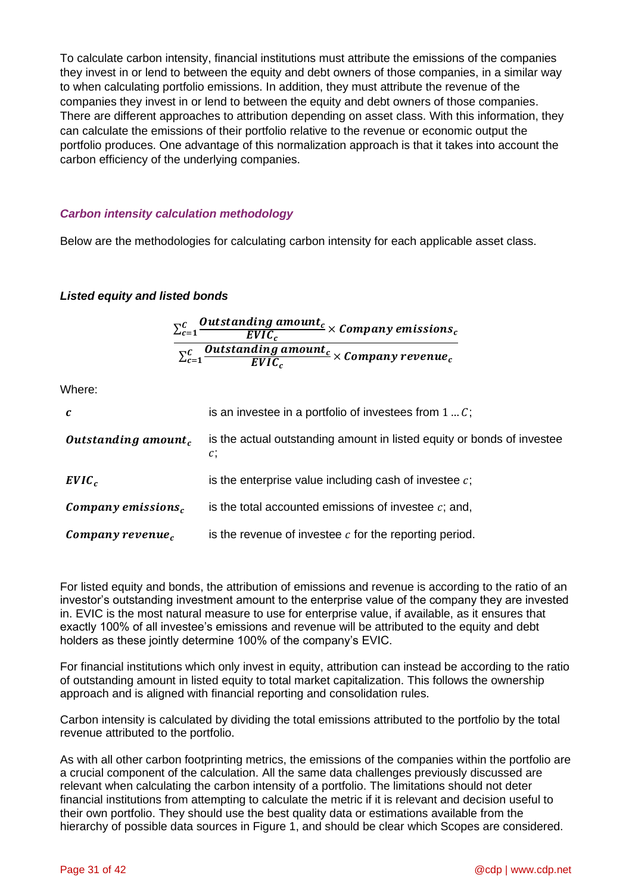To calculate carbon intensity, financial institutions must attribute the emissions of the companies they invest in or lend to between the equity and debt owners of those companies, in a similar way to when calculating portfolio emissions. In addition, they must attribute the revenue of the companies they invest in or lend to between the equity and debt owners of those companies. There are different approaches to attribution depending on asset class. With this information, they can calculate the emissions of their portfolio relative to the revenue or economic output the portfolio produces. One advantage of this normalization approach is that it takes into account the carbon efficiency of the underlying companies.

### *Carbon intensity calculation methodology*

Below are the methodologies for calculating carbon intensity for each applicable asset class.

#### *Listed equity and listed bonds*

$$\frac{\sum_{c=1}^{C} \frac{\boldsymbol{Outstanding\ amount_c}}{\boldsymbol{EVIC_c}} \times \boldsymbol{Company\ emissions_c}}{\sum_{c=1}^{C} \frac{\boldsymbol{Outstanding\ amount_c}}{\boldsymbol{EVIC_c}} \times \boldsymbol{Company\ revenue_c}}$$

Where:

| | |
|---|---|
| $\boldsymbol{c}$ | is an investee in a portfolio of investees from $1 \ldots C$; |
| $\boldsymbol{Outstanding\ amount_c}$ | is the actual outstanding amount in listed equity or bonds of investee $c$; |
| $\boldsymbol{EVIC_c}$ | is the enterprise value including cash of investee $c$; |
| $\boldsymbol{Company\ emissions_c}$ | is the total accounted emissions of investee $c$; and, |
| $\boldsymbol{Company\ revenue_c}$ | is the revenue of investee $c$ for the reporting period. |

For listed equity and bonds, the attribution of emissions and revenue is according to the ratio of an investor's outstanding investment amount to the enterprise value of the company they are invested in. EVIC is the most natural measure to use for enterprise value, if available, as it ensures that exactly 100% of all investee's emissions and revenue will be attributed to the equity and debt holders as these jointly determine 100% of the company's EVIC.

For financial institutions which only invest in equity, attribution can instead be according to the ratio of outstanding amount in listed equity to total market capitalization. This follows the ownership approach and is aligned with financial reporting and consolidation rules.

Carbon intensity is calculated by dividing the total emissions attributed to the portfolio by the total revenue attributed to the portfolio.

As with all other carbon footprinting metrics, the emissions of the companies within the portfolio are a crucial component of the calculation. All the same data challenges previously discussed are relevant when calculating the carbon intensity of a portfolio. The limitations should not deter financial institutions from attempting to calculate the metric if it is relevant and decision useful to their own portfolio. They should use the best quality data or estimations available from the hierarchy of possible data sources in Figure 1, and should be clear which Scopes are considered.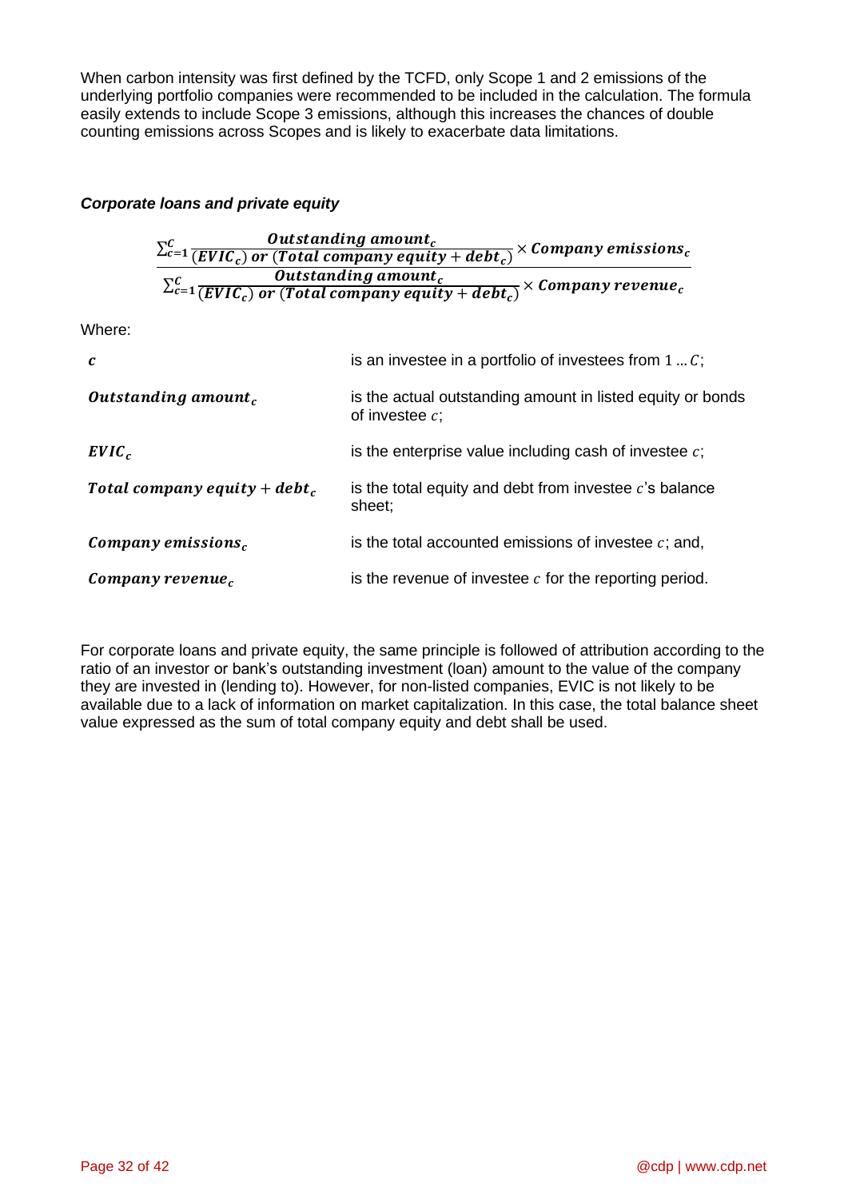When carbon intensity was first defined by the TCFD, only Scope 1 and 2 emissions of the underlying portfolio companies were recommended to be included in the calculation. The formula easily extends to include Scope 3 emissions, although this increases the chances of double counting emissions across Scopes and is likely to exacerbate data limitations.

### *Corporate loans and private equity*

$$\frac{\sum_{c=1}^{C} \frac{\boldsymbol{Outstanding\ amount_c}}{(\boldsymbol{EVIC_c})\ \boldsymbol{or}\ (\boldsymbol{Total\ company\ equity + debt_c})} \times \boldsymbol{Company\ emissions_c}}{\sum_{c=1}^{C} \frac{\boldsymbol{Outstanding\ amount_c}}{(\boldsymbol{EVIC_c})\ \boldsymbol{or}\ (\boldsymbol{Total\ company\ equity + debt_c})} \times \boldsymbol{Company\ revenue_c}}$$

Where:

| | |
|---|---|
| $\boldsymbol{c}$ | is an investee in a portfolio of investees from $1 \dots C$; |
| $\boldsymbol{Outstanding\ amount_c}$ | is the actual outstanding amount in listed equity or bonds of investee $c$; |
| $\boldsymbol{EVIC_c}$ | is the enterprise value including cash of investee $c$; |
| $\boldsymbol{Total\ company\ equity + debt_c}$ | is the total equity and debt from investee $c$'s balance sheet; |
| $\boldsymbol{Company\ emissions_c}$ | is the total accounted emissions of investee $c$; and, |
| $\boldsymbol{Company\ revenue_c}$ | is the revenue of investee $c$ for the reporting period. |

For corporate loans and private equity, the same principle is followed of attribution according to the ratio of an investor or bank's outstanding investment (loan) amount to the value of the company they are invested in (lending to). However, for non-listed companies, EVIC is not likely to be available due to a lack of information on market capitalization. In this case, the total balance sheet value expressed as the sum of total company equity and debt shall be used.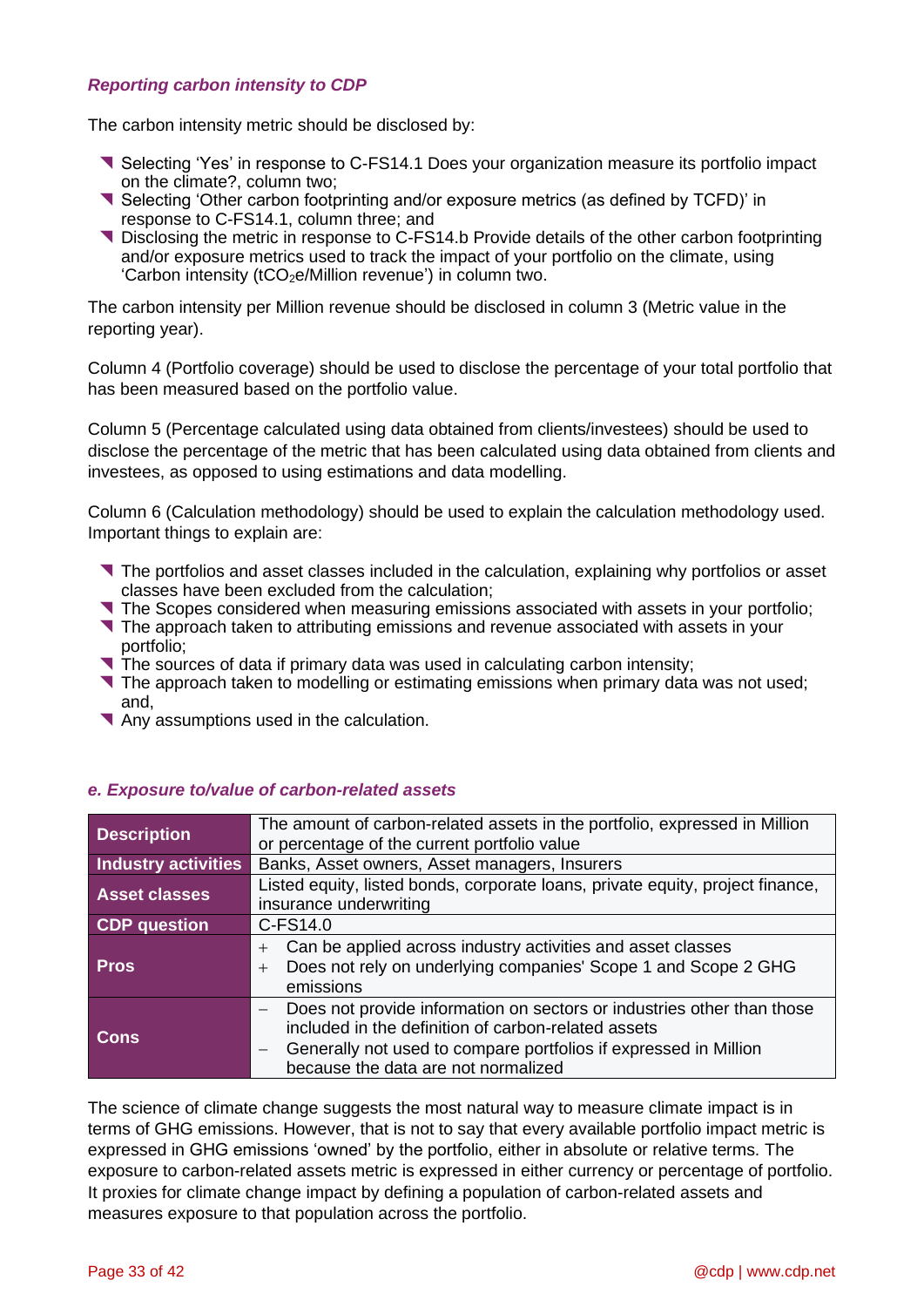### *Reporting carbon intensity to CDP*

The carbon intensity metric should be disclosed by:

- Selecting 'Yes' in response to C-FS14.1 Does your organization measure its portfolio impact on the climate?, column two;
- Selecting 'Other carbon footprinting and/or exposure metrics (as defined by TCFD)' in response to C-FS14.1, column three; and
- Disclosing the metric in response to C-FS14.b Provide details of the other carbon footprinting and/or exposure metrics used to track the impact of your portfolio on the climate, using 'Carbon intensity ($tCO_2e$/Million revenue)' in column two.

The carbon intensity per Million revenue should be disclosed in column 3 (Metric value in the reporting year).

Column 4 (Portfolio coverage) should be used to disclose the percentage of your total portfolio that has been measured based on the portfolio value.

Column 5 (Percentage calculated using data obtained from clients/investees) should be used to disclose the percentage of the metric that has been calculated using data obtained from clients and investees, as opposed to using estimations and data modelling.

Column 6 (Calculation methodology) should be used to explain the calculation methodology used. Important things to explain are:

- The portfolios and asset classes included in the calculation, explaining why portfolios or asset classes have been excluded from the calculation;
- The Scopes considered when measuring emissions associated with assets in your portfolio;
- The approach taken to attributing emissions and revenue associated with assets in your portfolio;
- The sources of data if primary data was used in calculating carbon intensity;
- The approach taken to modelling or estimating emissions when primary data was not used; and,
- Any assumptions used in the calculation.

### *e. Exposure to/value of carbon-related assets*

| | |
|---|---|
| **Description** | The amount of carbon-related assets in the portfolio, expressed in Million or percentage of the current portfolio value |
| **Industry activities** | Banks, Asset owners, Asset managers, Insurers |
| **Asset classes** | Listed equity, listed bonds, corporate loans, private equity, project finance, insurance underwriting |
| **CDP question** | C-FS14.0 |
| **Pros** | + Can be applied across industry activities and asset classes<br>+ Does not rely on underlying companies' Scope 1 and Scope 2 GHG emissions |
| **Cons** | − Does not provide information on sectors or industries other than those included in the definition of carbon-related assets<br>− Generally not used to compare portfolios if expressed in Million because the data are not normalized |

The science of climate change suggests the most natural way to measure climate impact is in terms of GHG emissions. However, that is not to say that every available portfolio impact metric is expressed in GHG emissions 'owned' by the portfolio, either in absolute or relative terms. The exposure to carbon-related assets metric is expressed in either currency or percentage of portfolio. It proxies for climate change impact by defining a population of carbon-related assets and measures exposure to that population across the portfolio.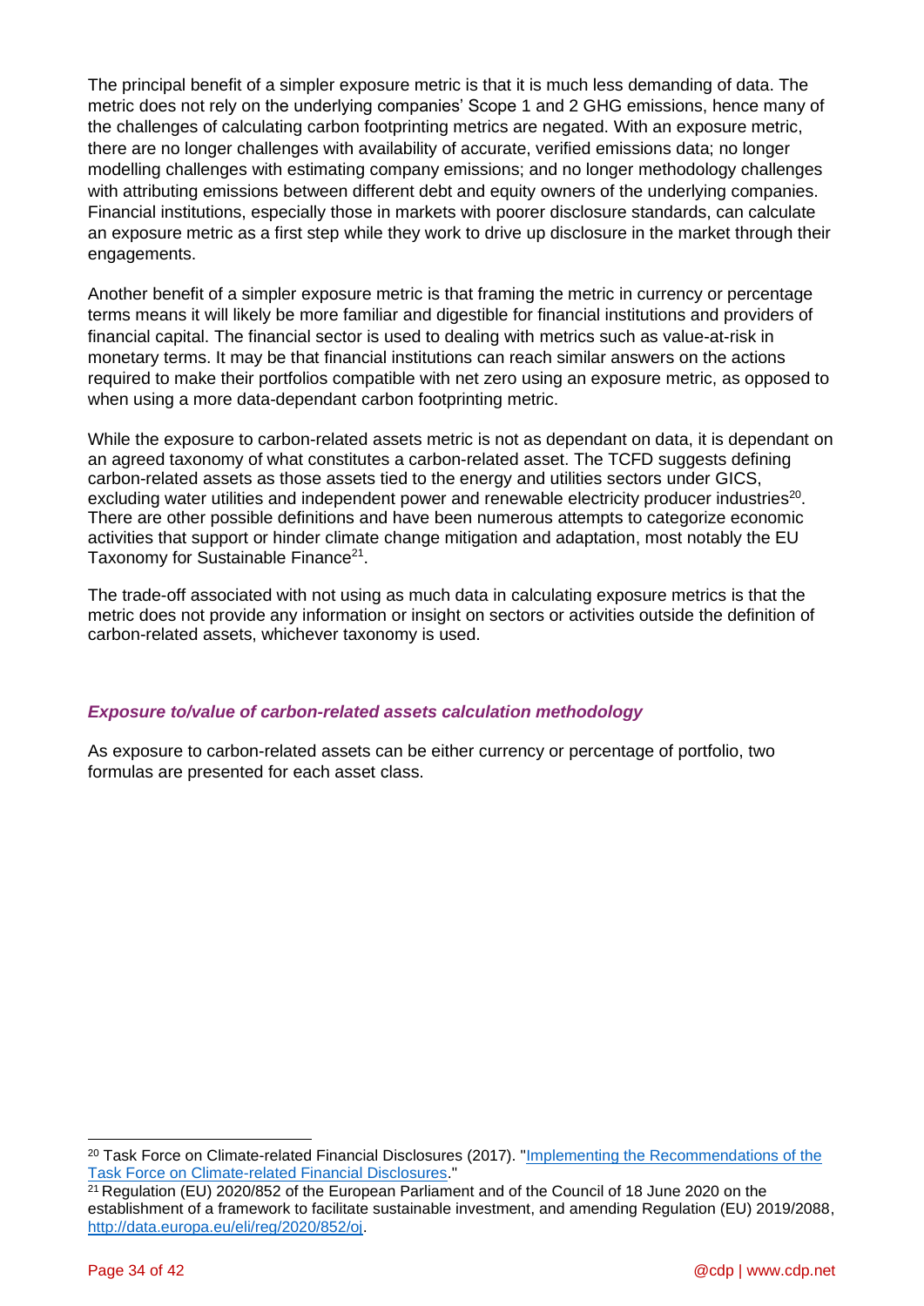The principal benefit of a simpler exposure metric is that it is much less demanding of data. The metric does not rely on the underlying companies' Scope 1 and 2 GHG emissions, hence many of the challenges of calculating carbon footprinting metrics are negated. With an exposure metric, there are no longer challenges with availability of accurate, verified emissions data; no longer modelling challenges with estimating company emissions; and no longer methodology challenges with attributing emissions between different debt and equity owners of the underlying companies. Financial institutions, especially those in markets with poorer disclosure standards, can calculate an exposure metric as a first step while they work to drive up disclosure in the market through their engagements.

Another benefit of a simpler exposure metric is that framing the metric in currency or percentage terms means it will likely be more familiar and digestible for financial institutions and providers of financial capital. The financial sector is used to dealing with metrics such as value-at-risk in monetary terms. It may be that financial institutions can reach similar answers on the actions required to make their portfolios compatible with net zero using an exposure metric, as opposed to when using a more data-dependant carbon footprinting metric.

While the exposure to carbon-related assets metric is not as dependant on data, it is dependant on an agreed taxonomy of what constitutes a carbon-related asset. The TCFD suggests defining carbon-related assets as those assets tied to the energy and utilities sectors under GICS, excluding water utilities and independent power and renewable electricity producer industries[20]. There are other possible definitions and have been numerous attempts to categorize economic activities that support or hinder climate change mitigation and adaptation, most notably the EU Taxonomy for Sustainable Finance[21].

The trade-off associated with not using as much data in calculating exposure metrics is that the metric does not provide any information or insight on sectors or activities outside the definition of carbon-related assets, whichever taxonomy is used.

***Exposure to/value of carbon-related assets calculation methodology***

As exposure to carbon-related assets can be either currency or percentage of portfolio, two formulas are presented for each asset class.

[20] Task Force on Climate-related Financial Disclosures (2017). "[Implementing the Recommendations of the Task Force on Climate-related Financial Disclosures](#)."

[21] Regulation (EU) 2020/852 of the European Parliament and of the Council of 18 June 2020 on the establishment of a framework to facilitate sustainable investment, and amending Regulation (EU) 2019/2088, http://data.europa.eu/eli/reg/2020/852/oj.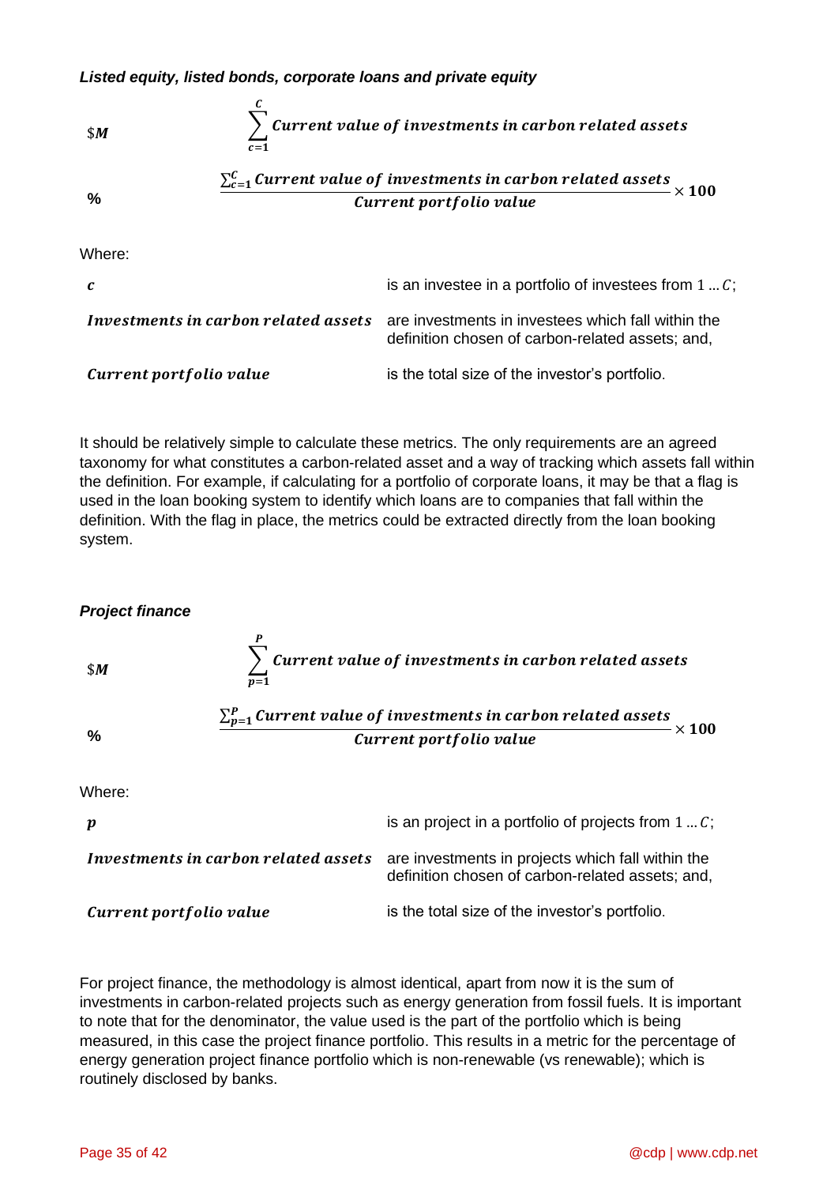***Listed equity, listed bonds, corporate loans and private equity***

| | |
|---|---|
| $\$M$ | $\sum_{c=1}^{C} \textit{Current value of investments in carbon related assets}$ |
| % | $\frac{\sum_{c=1}^{C} \textit{Current value of investments in carbon related assets}}{\textit{Current portfolio value}} \times 100$ |

Where:

| | |
|---|---|
| $c$ | is an investee in a portfolio of investees from $1 \ldots C$; |
| $\textit{Investments in carbon related assets}$ | are investments in investees which fall within the definition chosen of carbon-related assets; and, |
| $\textit{Current portfolio value}$ | is the total size of the investor's portfolio. |

It should be relatively simple to calculate these metrics. The only requirements are an agreed taxonomy for what constitutes a carbon-related asset and a way of tracking which assets fall within the definition. For example, if calculating for a portfolio of corporate loans, it may be that a flag is used in the loan booking system to identify which loans are to companies that fall within the definition. With the flag in place, the metrics could be extracted directly from the loan booking system.

***Project finance***

| | |
|---|---|
| $\$M$ | $\sum_{p=1}^{P} \textit{Current value of investments in carbon related assets}$ |
| % | $\frac{\sum_{p=1}^{P} \textit{Current value of investments in carbon related assets}}{\textit{Current portfolio value}} \times 100$ |

Where:

| | |
|---|---|
| $p$ | is an project in a portfolio of projects from $1 \ldots C$; |
| $\textit{Investments in carbon related assets}$ | are investments in projects which fall within the definition chosen of carbon-related assets; and, |
| $\textit{Current portfolio value}$ | is the total size of the investor's portfolio. |

For project finance, the methodology is almost identical, apart from now it is the sum of investments in carbon-related projects such as energy generation from fossil fuels. It is important to note that for the denominator, the value used is the part of the portfolio which is being measured, in this case the project finance portfolio. This results in a metric for the percentage of energy generation project finance portfolio which is non-renewable (vs renewable); which is routinely disclosed by banks.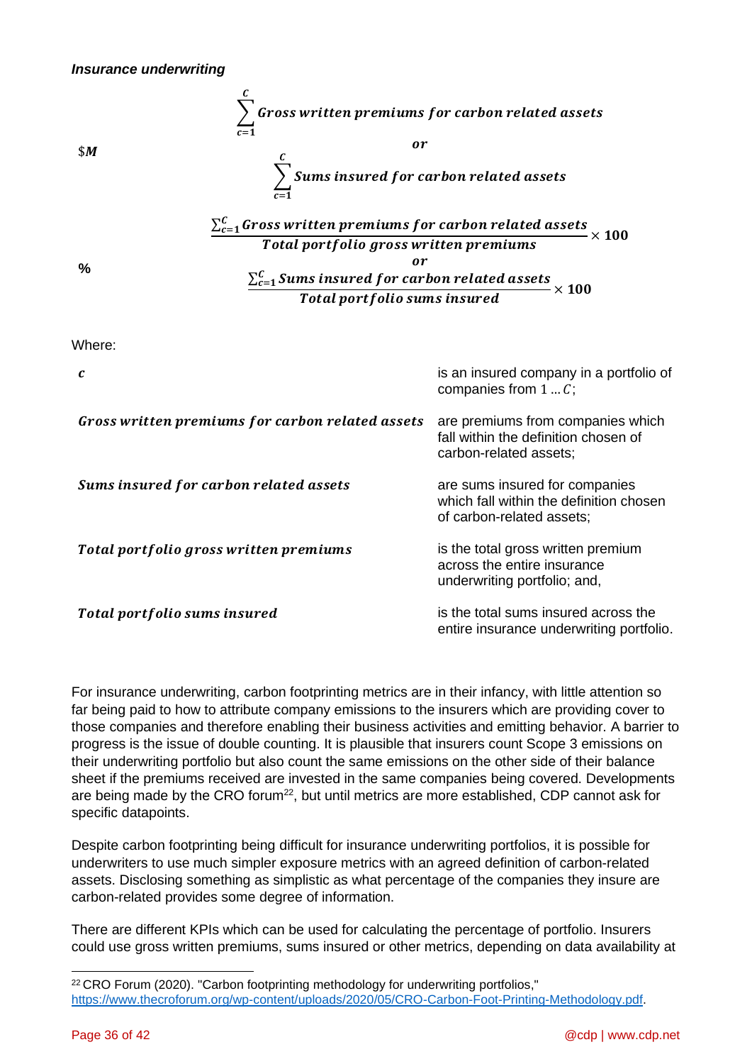***Insurance underwriting***

**$M**

$$\sum_{c=1}^{C} \textit{Gross written premiums for carbon related assets}$$

$$\textit{or}$$

$$\sum_{c=1}^{C} \textit{Sums insured for carbon related assets}$$

**%**

$$\frac{\sum_{c=1}^{C} \textit{Gross written premiums for carbon related assets}}{\textit{Total portfolio gross written premiums}} \times 100$$

$$\textit{or}$$

$$\frac{\sum_{c=1}^{C} \textit{Sums insured for carbon related assets}}{\textit{Total portfolio sums insured}} \times 100$$

Where:

| | |
|---|---|
| $c$ | is an insured company in a portfolio of companies from $1 \ldots C$; |
| $\textit{Gross written premiums for carbon related assets}$ | are premiums from companies which fall within the definition chosen of carbon-related assets; |
| $\textit{Sums insured for carbon related assets}$ | are sums insured for companies which fall within the definition chosen of carbon-related assets; |
| $\textit{Total portfolio gross written premiums}$ | is the total gross written premium across the entire insurance underwriting portfolio; and, |
| $\textit{Total portfolio sums insured}$ | is the total sums insured across the entire insurance underwriting portfolio. |

For insurance underwriting, carbon footprinting metrics are in their infancy, with little attention so far being paid to how to attribute company emissions to the insurers which are providing cover to those companies and therefore enabling their business activities and emitting behavior. A barrier to progress is the issue of double counting. It is plausible that insurers count Scope 3 emissions on their underwriting portfolio but also count the same emissions on the other side of their balance sheet if the premiums received are invested in the same companies being covered. Developments are being made by the CRO forum[22], but until metrics are more established, CDP cannot ask for specific datapoints.

Despite carbon footprinting being difficult for insurance underwriting portfolios, it is possible for underwriters to use much simpler exposure metrics with an agreed definition of carbon-related assets. Disclosing something as simplistic as what percentage of the companies they insure are carbon-related provides some degree of information.

There are different KPIs which can be used for calculating the percentage of portfolio. Insurers could use gross written premiums, sums insured or other metrics, depending on data availability at

---

[22] CRO Forum (2020). "Carbon footprinting methodology for underwriting portfolios," https://www.thecroforum.org/wp-content/uploads/2020/05/CRO-Carbon-Foot-Printing-Methodology.pdf.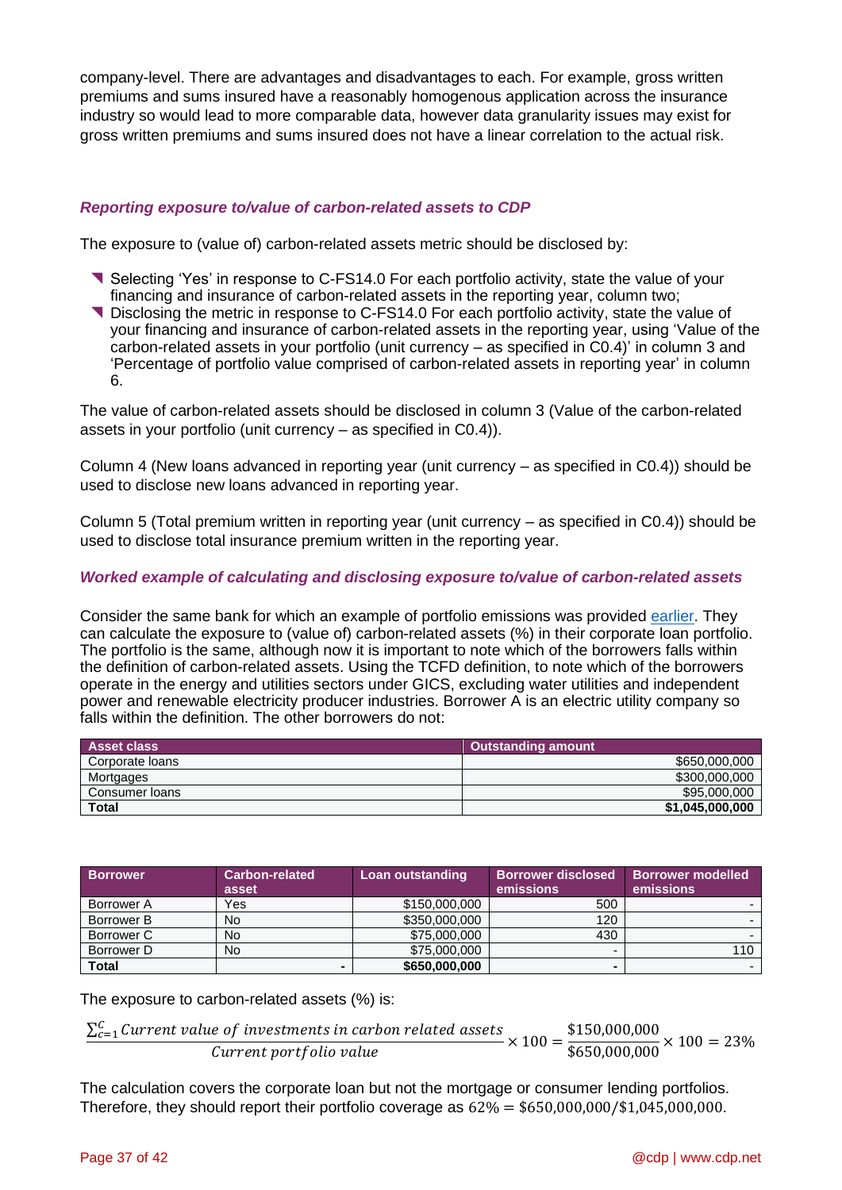company-level. There are advantages and disadvantages to each. For example, gross written premiums and sums insured have a reasonably homogenous application across the insurance industry so would lead to more comparable data, however data granularity issues may exist for gross written premiums and sums insured does not have a linear correlation to the actual risk.

### *Reporting exposure to/value of carbon-related assets to CDP*

The exposure to (value of) carbon-related assets metric should be disclosed by:

- Selecting 'Yes' in response to C-FS14.0 For each portfolio activity, state the value of your financing and insurance of carbon-related assets in the reporting year, column two;
- Disclosing the metric in response to C-FS14.0 For each portfolio activity, state the value of your financing and insurance of carbon-related assets in the reporting year, using 'Value of the carbon-related assets in your portfolio (unit currency – as specified in C0.4)' in column 3 and 'Percentage of portfolio value comprised of carbon-related assets in reporting year' in column 6.

The value of carbon-related assets should be disclosed in column 3 (Value of the carbon-related assets in your portfolio (unit currency – as specified in C0.4)).

Column 4 (New loans advanced in reporting year (unit currency – as specified in C0.4)) should be used to disclose new loans advanced in reporting year.

Column 5 (Total premium written in reporting year (unit currency – as specified in C0.4)) should be used to disclose total insurance premium written in the reporting year.

### *Worked example of calculating and disclosing exposure to/value of carbon-related assets*

Consider the same bank for which an example of portfolio emissions was provided earlier. They can calculate the exposure to (value of) carbon-related assets (%) in their corporate loan portfolio. The portfolio is the same, although now it is important to note which of the borrowers falls within the definition of carbon-related assets. Using the TCFD definition, to note which of the borrowers operate in the energy and utilities sectors under GICS, excluding water utilities and independent power and renewable electricity producer industries. Borrower A is an electric utility company so falls within the definition. The other borrowers do not:

| Asset class | Outstanding amount |
|---|---|
| Corporate loans | $650,000,000 |
| Mortgages | $300,000,000 |
| Consumer loans | $95,000,000 |
| **Total** | **$1,045,000,000** |

| Borrower | Carbon-related asset | Loan outstanding | Borrower disclosed emissions | Borrower modelled emissions |
|---|---|---|---|---|
| Borrower A | Yes | $150,000,000 | 500 | - |
| Borrower B | No | $350,000,000 | 120 | - |
| Borrower C | No | $75,000,000 | 430 | - |
| Borrower D | No | $75,000,000 | - | 110 |
| **Total** | **-** | **$650,000,000** | **-** | - |

The exposure to carbon-related assets (%) is:

$$\frac{\sum_{c=1}^{C} Current\ value\ of\ investments\ in\ carbon\ related\ assets}{Current\ portfolio\ value} \times 100 = \frac{\$150{,}000{,}000}{\$650{,}000{,}000} \times 100 = 23\%$$

The calculation covers the corporate loan but not the mortgage or consumer lending portfolios. Therefore, they should report their portfolio coverage as $62\% = \$650{,}000{,}000/\$1{,}045{,}000{,}000$.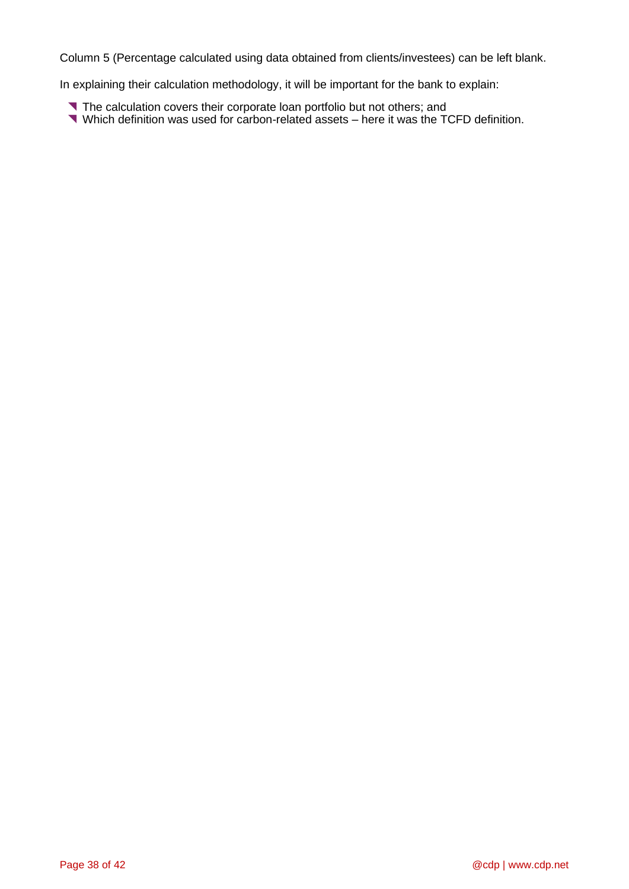Column 5 (Percentage calculated using data obtained from clients/investees) can be left blank.

In explaining their calculation methodology, it will be important for the bank to explain:

- The calculation covers their corporate loan portfolio but not others; and
- Which definition was used for carbon-related assets – here it was the TCFD definition.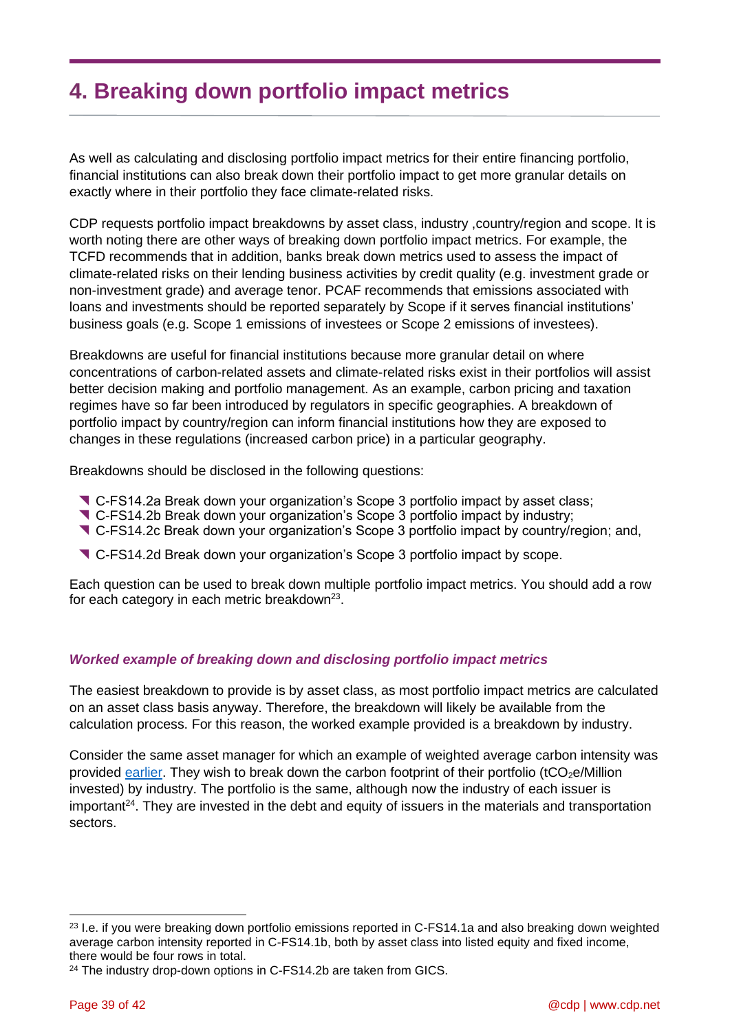# 4. Breaking down portfolio impact metrics

As well as calculating and disclosing portfolio impact metrics for their entire financing portfolio, financial institutions can also break down their portfolio impact to get more granular details on exactly where in their portfolio they face climate-related risks.

CDP requests portfolio impact breakdowns by asset class, industry ,country/region and scope. It is worth noting there are other ways of breaking down portfolio impact metrics. For example, the TCFD recommends that in addition, banks break down metrics used to assess the impact of climate-related risks on their lending business activities by credit quality (e.g. investment grade or non-investment grade) and average tenor. PCAF recommends that emissions associated with loans and investments should be reported separately by Scope if it serves financial institutions' business goals (e.g. Scope 1 emissions of investees or Scope 2 emissions of investees).

Breakdowns are useful for financial institutions because more granular detail on where concentrations of carbon-related assets and climate-related risks exist in their portfolios will assist better decision making and portfolio management. As an example, carbon pricing and taxation regimes have so far been introduced by regulators in specific geographies. A breakdown of portfolio impact by country/region can inform financial institutions how they are exposed to changes in these regulations (increased carbon price) in a particular geography.

Breakdowns should be disclosed in the following questions:

- C-FS14.2a Break down your organization's Scope 3 portfolio impact by asset class;
- C-FS14.2b Break down your organization's Scope 3 portfolio impact by industry;
- C-FS14.2c Break down your organization's Scope 3 portfolio impact by country/region; and,
- C-FS14.2d Break down your organization's Scope 3 portfolio impact by scope.

Each question can be used to break down multiple portfolio impact metrics. You should add a row for each category in each metric breakdown[23].

### *Worked example of breaking down and disclosing portfolio impact metrics*

The easiest breakdown to provide is by asset class, as most portfolio impact metrics are calculated on an asset class basis anyway. Therefore, the breakdown will likely be available from the calculation process. For this reason, the worked example provided is a breakdown by industry.

Consider the same asset manager for which an example of weighted average carbon intensity was provided earlier. They wish to break down the carbon footprint of their portfolio ($tCO_2e$/Million invested) by industry. The portfolio is the same, although now the industry of each issuer is important[24]. They are invested in the debt and equity of issuers in the materials and transportation sectors.

---

[23] I.e. if you were breaking down portfolio emissions reported in C-FS14.1a and also breaking down weighted average carbon intensity reported in C-FS14.1b, both by asset class into listed equity and fixed income, there would be four rows in total.

[24] The industry drop-down options in C-FS14.2b are taken from GICS.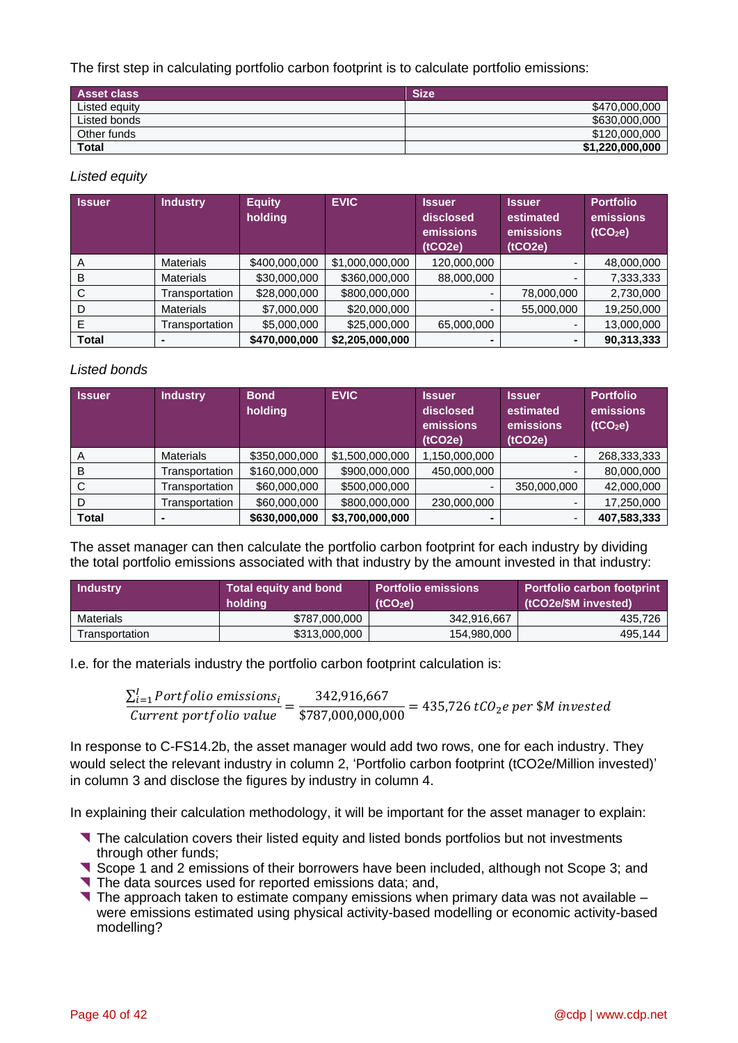The first step in calculating portfolio carbon footprint is to calculate portfolio emissions:

| Asset class | Size |
|---|---|
| Listed equity | $470,000,000 |
| Listed bonds | $630,000,000 |
| Other funds | $120,000,000 |
| **Total** | **$1,220,000,000** |

*Listed equity*

| Issuer | Industry | Equity holding | EVIC | Issuer disclosed emissions (tCO2e) | Issuer estimated emissions (tCO2e) | Portfolio emissions ($tCO_2e$) |
|---|---|---|---|---|---|---|
| A | Materials | $400,000,000 | $1,000,000,000 | 120,000,000 | - | 48,000,000 |
| B | Materials | $30,000,000 | $360,000,000 | 88,000,000 | - | 7,333,333 |
| C | Transportation | $28,000,000 | $800,000,000 | - | 78,000,000 | 2,730,000 |
| D | Materials | $7,000,000 | $20,000,000 | - | 55,000,000 | 19,250,000 |
| E | Transportation | $5,000,000 | $25,000,000 | 65,000,000 | - | 13,000,000 |
| **Total** | **-** | **$470,000,000** | **$2,205,000,000** | **-** | **-** | **90,313,333** |

*Listed bonds*

| Issuer | Industry | Bond holding | EVIC | Issuer disclosed emissions (tCO2e) | Issuer estimated emissions (tCO2e) | Portfolio emissions ($tCO_2e$) |
|---|---|---|---|---|---|---|
| A | Materials | $350,000,000 | $1,500,000,000 | 1,150,000,000 | - | 268,333,333 |
| B | Transportation | $160,000,000 | $900,000,000 | 450,000,000 | - | 80,000,000 |
| C | Transportation | $60,000,000 | $500,000,000 | - | 350,000,000 | 42,000,000 |
| D | Transportation | $60,000,000 | $800,000,000 | 230,000,000 | - | 17,250,000 |
| **Total** | **-** | **$630,000,000** | **$3,700,000,000** | **-** | - | **407,583,333** |

The asset manager can then calculate the portfolio carbon footprint for each industry by dividing the total portfolio emissions associated with that industry by the amount invested in that industry:

| Industry | Total equity and bond holding | Portfolio emissions ($tCO_2e$) | Portfolio carbon footprint (tCO2e/$M invested) |
|---|---|---|---|
| Materials | $787,000,000 | 342,916,667 | 435,726 |
| Transportation | $313,000,000 | 154,980,000 | 495,144 |

I.e. for the materials industry the portfolio carbon footprint calculation is:

$$\frac{\sum_{i=1}^{I} Portfolio\ emissions_i}{Current\ portfolio\ value} = \frac{342{,}916{,}667}{\$787{,}000{,}000{,}000} = 435{,}726\ tCO_2e\ per\ \$M\ invested$$

In response to C-FS14.2b, the asset manager would add two rows, one for each industry. They would select the relevant industry in column 2, 'Portfolio carbon footprint (tCO2e/Million invested)' in column 3 and disclose the figures by industry in column 4.

In explaining their calculation methodology, it will be important for the asset manager to explain:

- The calculation covers their listed equity and listed bonds portfolios but not investments through other funds;
- Scope 1 and 2 emissions of their borrowers have been included, although not Scope 3; and
- The data sources used for reported emissions data; and,
- The approach taken to estimate company emissions when primary data was not available – were emissions estimated using physical activity-based modelling or economic activity-based modelling?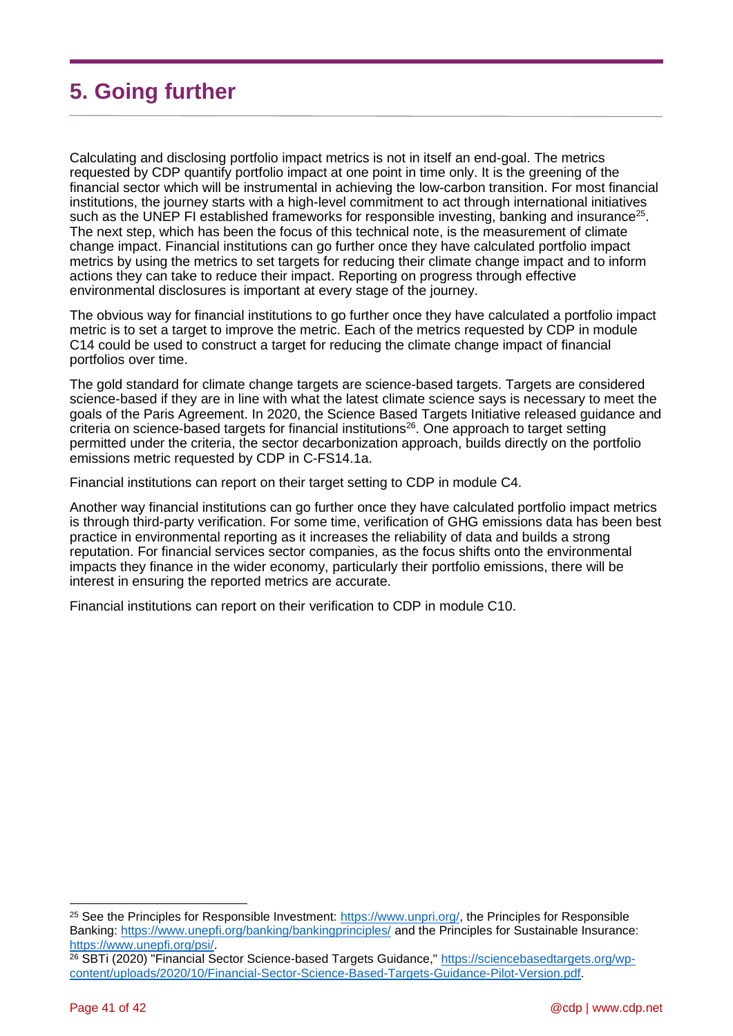# 5. Going further

Calculating and disclosing portfolio impact metrics is not in itself an end-goal. The metrics requested by CDP quantify portfolio impact at one point in time only. It is the greening of the financial sector which will be instrumental in achieving the low-carbon transition. For most financial institutions, the journey starts with a high-level commitment to act through international initiatives such as the UNEP FI established frameworks for responsible investing, banking and insurance[25]. The next step, which has been the focus of this technical note, is the measurement of climate change impact. Financial institutions can go further once they have calculated portfolio impact metrics by using the metrics to set targets for reducing their climate change impact and to inform actions they can take to reduce their impact. Reporting on progress through effective environmental disclosures is important at every stage of the journey.

The obvious way for financial institutions to go further once they have calculated a portfolio impact metric is to set a target to improve the metric. Each of the metrics requested by CDP in module C14 could be used to construct a target for reducing the climate change impact of financial portfolios over time.

The gold standard for climate change targets are science-based targets. Targets are considered science-based if they are in line with what the latest climate science says is necessary to meet the goals of the Paris Agreement. In 2020, the Science Based Targets Initiative released guidance and criteria on science-based targets for financial institutions[26]. One approach to target setting permitted under the criteria, the sector decarbonization approach, builds directly on the portfolio emissions metric requested by CDP in C-FS14.1a.

Financial institutions can report on their target setting to CDP in module C4.

Another way financial institutions can go further once they have calculated portfolio impact metrics is through third-party verification. For some time, verification of GHG emissions data has been best practice in environmental reporting as it increases the reliability of data and builds a strong reputation. For financial services sector companies, as the focus shifts onto the environmental impacts they finance in the wider economy, particularly their portfolio emissions, there will be interest in ensuring the reported metrics are accurate.

Financial institutions can report on their verification to CDP in module C10.

---

[25] See the Principles for Responsible Investment: https://www.unpri.org/, the Principles for Responsible Banking: https://www.unepfi.org/banking/bankingprinciples/ and the Principles for Sustainable Insurance: https://www.unepfi.org/psi/.

[26] SBTi (2020) "Financial Sector Science-based Targets Guidance," https://sciencebasedtargets.org/wp-content/uploads/2020/10/Financial-Sector-Science-Based-Targets-Guidance-Pilot-Version.pdf.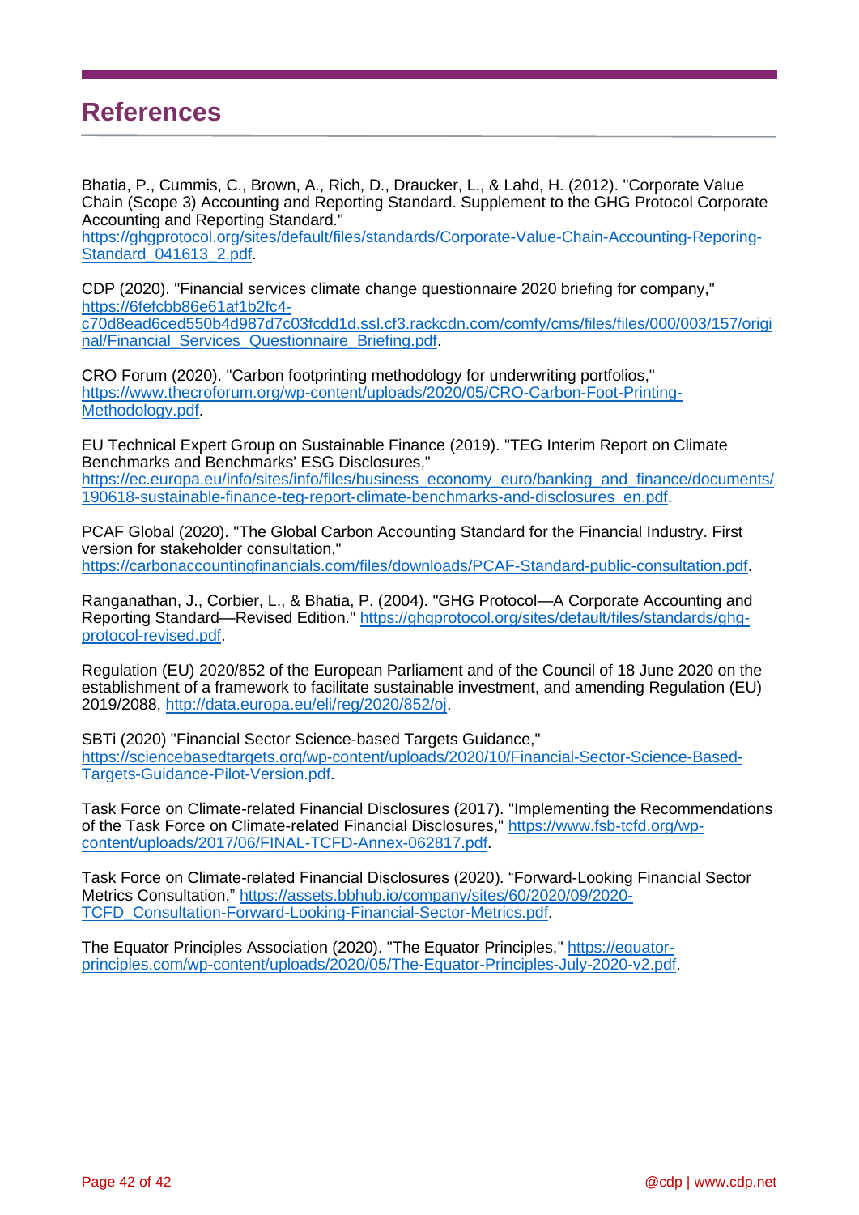# References

Bhatia, P., Cummis, C., Brown, A., Rich, D., Draucker, L., & Lahd, H. (2012). "Corporate Value Chain (Scope 3) Accounting and Reporting Standard. Supplement to the GHG Protocol Corporate Accounting and Reporting Standard." https://ghgprotocol.org/sites/default/files/standards/Corporate-Value-Chain-Accounting-Reporing-Standard_041613_2.pdf.

CDP (2020). "Financial services climate change questionnaire 2020 briefing for company," https://6fefcbb86e61af1b2fc4-c70d8ead6ced550b4d987d7c03fcdd1d.ssl.cf3.rackcdn.com/comfy/cms/files/files/000/003/157/original/Financial_Services_Questionnaire_Briefing.pdf.

CRO Forum (2020). "Carbon footprinting methodology for underwriting portfolios," https://www.thecroforum.org/wp-content/uploads/2020/05/CRO-Carbon-Foot-Printing-Methodology.pdf.

EU Technical Expert Group on Sustainable Finance (2019). "TEG Interim Report on Climate Benchmarks and Benchmarks' ESG Disclosures," https://ec.europa.eu/info/sites/info/files/business_economy_euro/banking_and_finance/documents/190618-sustainable-finance-teg-report-climate-benchmarks-and-disclosures_en.pdf.

PCAF Global (2020). "The Global Carbon Accounting Standard for the Financial Industry. First version for stakeholder consultation," https://carbonaccountingfinancials.com/files/downloads/PCAF-Standard-public-consultation.pdf.

Ranganathan, J., Corbier, L., & Bhatia, P. (2004). "GHG Protocol—A Corporate Accounting and Reporting Standard—Revised Edition." https://ghgprotocol.org/sites/default/files/standards/ghg-protocol-revised.pdf.

Regulation (EU) 2020/852 of the European Parliament and of the Council of 18 June 2020 on the establishment of a framework to facilitate sustainable investment, and amending Regulation (EU) 2019/2088, http://data.europa.eu/eli/reg/2020/852/oj.

SBTi (2020) "Financial Sector Science-based Targets Guidance," https://sciencebasedtargets.org/wp-content/uploads/2020/10/Financial-Sector-Science-Based-Targets-Guidance-Pilot-Version.pdf.

Task Force on Climate-related Financial Disclosures (2017). "Implementing the Recommendations of the Task Force on Climate-related Financial Disclosures," https://www.fsb-tcfd.org/wp-content/uploads/2017/06/FINAL-TCFD-Annex-062817.pdf.

Task Force on Climate-related Financial Disclosures (2020). "Forward-Looking Financial Sector Metrics Consultation," https://assets.bbhub.io/company/sites/60/2020/09/2020-TCFD_Consultation-Forward-Looking-Financial-Sector-Metrics.pdf.

The Equator Principles Association (2020). "The Equator Principles," https://equator-principles.com/wp-content/uploads/2020/05/The-Equator-Principles-July-2020-v2.pdf.